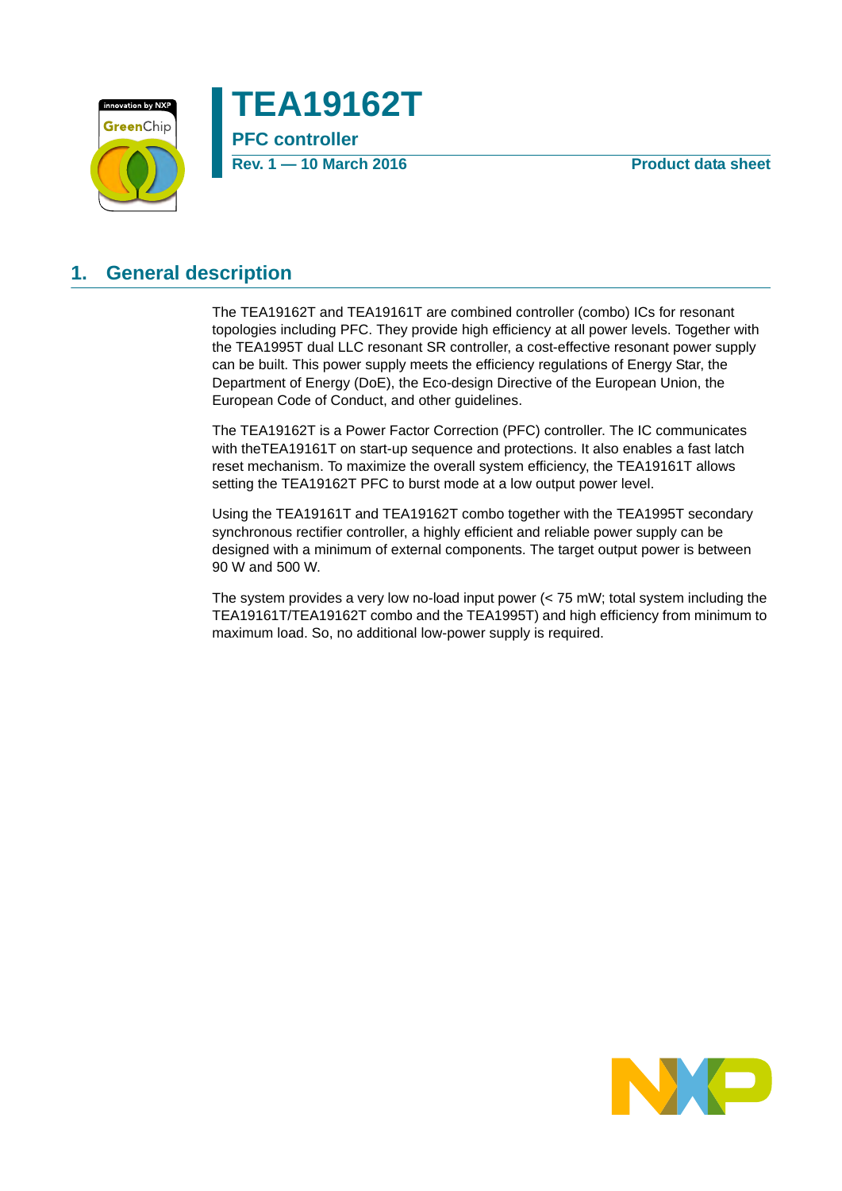# TEA19162T

**PFC controller**

**Rev. 1 — 10 March 2016** **Product data sheet**

## 1. General description

The TEA19162T and TEA19161T are combined controller (combo) ICs for resonant topologies including PFC. They provide high efficiency at all power levels. Together with the TEA1995T dual LLC resonant SR controller, a cost-effective resonant power supply can be built. This power supply meets the efficiency regulations of Energy Star, the Department of Energy (DoE), the Eco-design Directive of the European Union, the European Code of Conduct, and other guidelines.

The TEA19162T is a Power Factor Correction (PFC) controller. The IC communicates with theTEA19161T on start-up sequence and protections. It also enables a fast latch reset mechanism. To maximize the overall system efficiency, the TEA19161T allows setting the TEA19162T PFC to burst mode at a low output power level.

Using the TEA19161T and TEA19162T combo together with the TEA1995T secondary synchronous rectifier controller, a highly efficient and reliable power supply can be designed with a minimum of external components. The target output power is between 90 W and 500 W.

The system provides a very low no-load input power (< 75 mW; total system including the TEA19161T/TEA19162T combo and the TEA1995T) and high efficiency from minimum to maximum load. So, no additional low-power supply is required.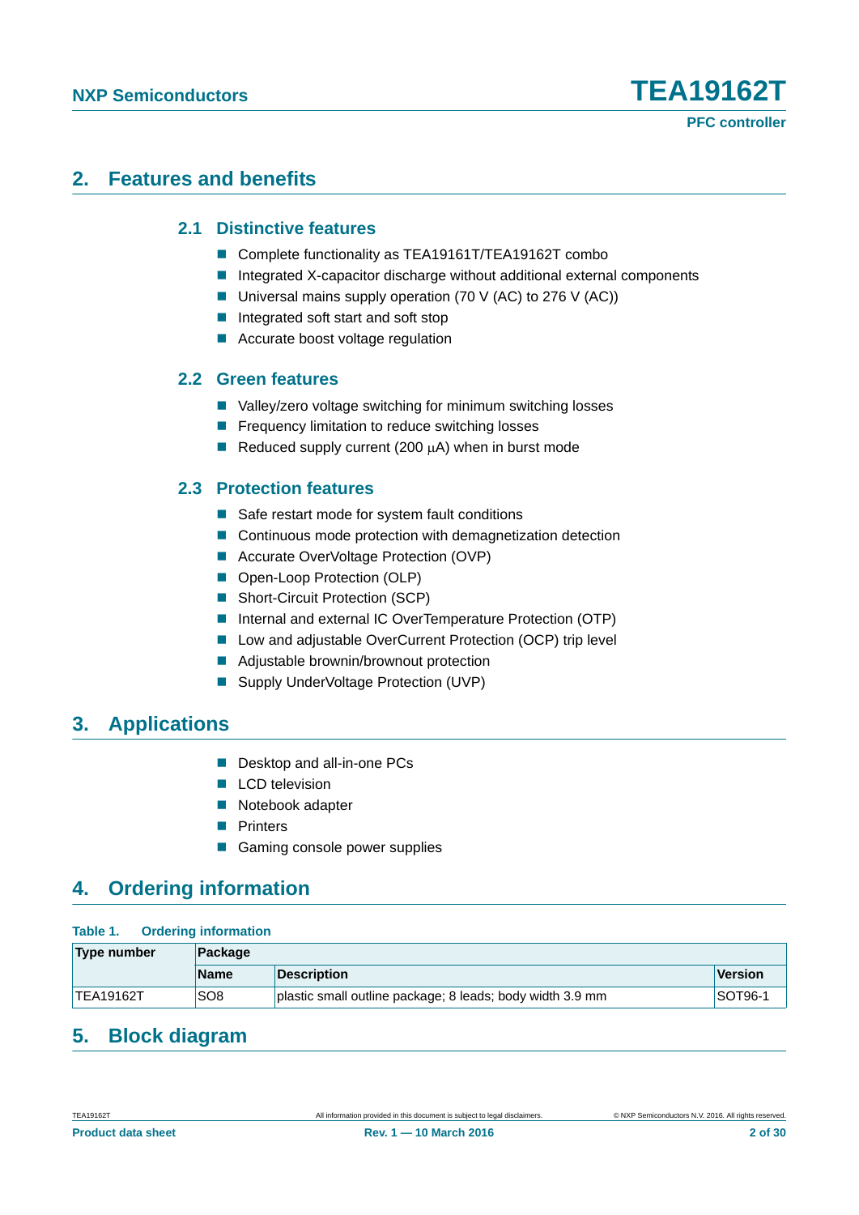## 2. Features and benefits

### 2.1 Distinctive features

- Complete functionality as TEA19161T/TEA19162T combo
- Integrated X-capacitor discharge without additional external components
- Universal mains supply operation (70 V (AC) to 276 V (AC))
- Integrated soft start and soft stop
- Accurate boost voltage regulation

### 2.2 Green features

- Valley/zero voltage switching for minimum switching losses
- Frequency limitation to reduce switching losses
- Reduced supply current (200 μA) when in burst mode

### 2.3 Protection features

- Safe restart mode for system fault conditions
- Continuous mode protection with demagnetization detection
- Accurate OverVoltage Protection (OVP)
- Open-Loop Protection (OLP)
- Short-Circuit Protection (SCP)
- Internal and external IC OverTemperature Protection (OTP)
- Low and adjustable OverCurrent Protection (OCP) trip level
- Adjustable brownin/brownout protection
- Supply UnderVoltage Protection (UVP)

## 3. Applications

- Desktop and all-in-one PCs
- LCD television
- Notebook adapter
- Printers
- Gaming console power supplies

## 4. Ordering information

**Table 1. Ordering information**

| Type number | Package | | |
|---|---|---|---|
| | Name | Description | Version |
| TEA19162T | SO8 | plastic small outline package; 8 leads; body width 3.9 mm | SOT96-1 |

## 5. Block diagram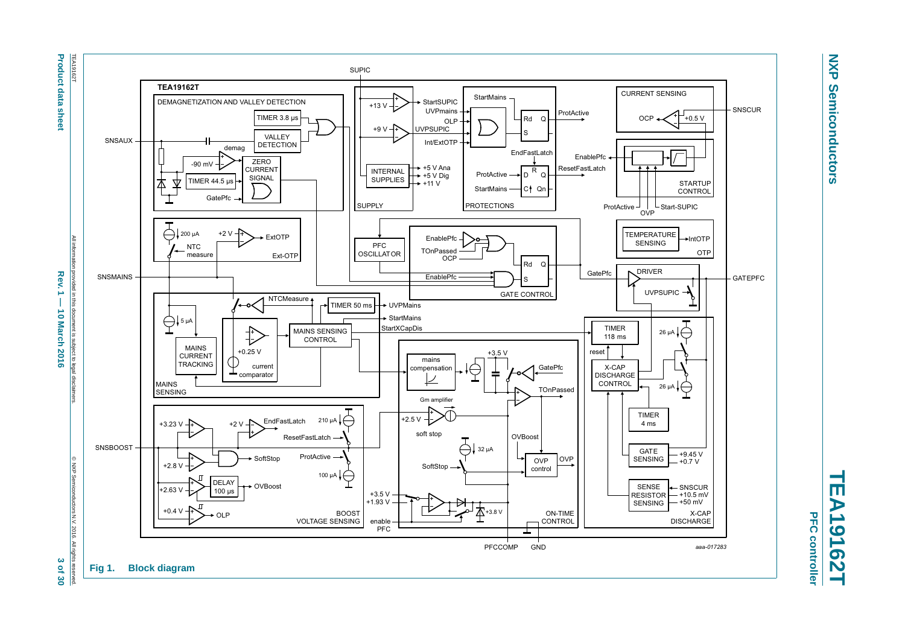Fig 1. Block diagram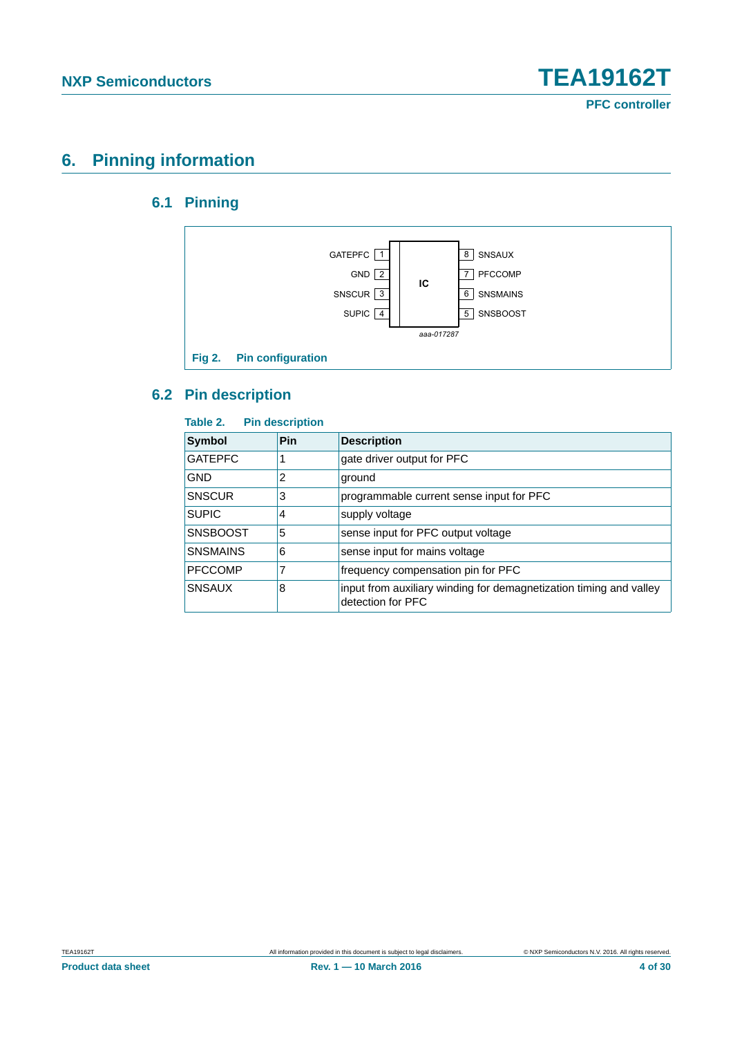# 6. Pinning information

## 6.1 Pinning

GATEPFC 1 | 8 SNSAUX
GND 2 | 7 PFCCOMP
SNSCUR 3 | 6 SNSMAINS
SUPIC 4 | 5 SNSBOOST

IC

aaa-017287

**Fig 2. Pin configuration**

## 6.2 Pin description

**Table 2. Pin description**

| Symbol | Pin | Description |
|---|---|---|
| GATEPFC | 1 | gate driver output for PFC |
| GND | 2 | ground |
| SNSCUR | 3 | programmable current sense input for PFC |
| SUPIC | 4 | supply voltage |
| SNSBOOST | 5 | sense input for PFC output voltage |
| SNSMAINS | 6 | sense input for mains voltage |
| PFCCOMP | 7 | frequency compensation pin for PFC |
| SNSAUX | 8 | input from auxiliary winding for demagnetization timing and valley detection for PFC |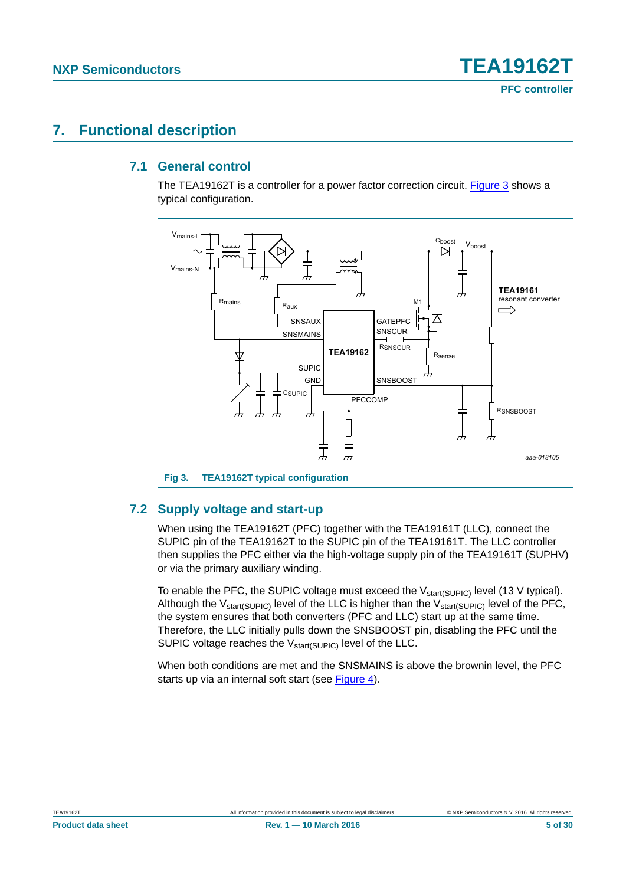# 7. Functional description

## 7.1 General control

The TEA19162T is a controller for a power factor correction circuit. Figure 3 shows a typical configuration.

Fig 3. TEA19162T typical configuration

## 7.2 Supply voltage and start-up

When using the TEA19162T (PFC) together with the TEA19161T (LLC), connect the SUPIC pin of the TEA19162T to the SUPIC pin of the TEA19161T. The LLC controller then supplies the PFC either via the high-voltage supply pin of the TEA19161T (SUPHV) or via the primary auxiliary winding.

To enable the PFC, the SUPIC voltage must exceed the $V_{start(SUPIC)}$ level (13 V typical). Although the $V_{start(SUPIC)}$ level of the LLC is higher than the $V_{start(SUPIC)}$ level of the PFC, the system ensures that both converters (PFC and LLC) start up at the same time. Therefore, the LLC initially pulls down the SNSBOOST pin, disabling the PFC until the SUPIC voltage reaches the $V_{start(SUPIC)}$ level of the LLC.

When both conditions are met and the SNSMAINS is above the brownin level, the PFC starts up via an internal soft start (see Figure 4).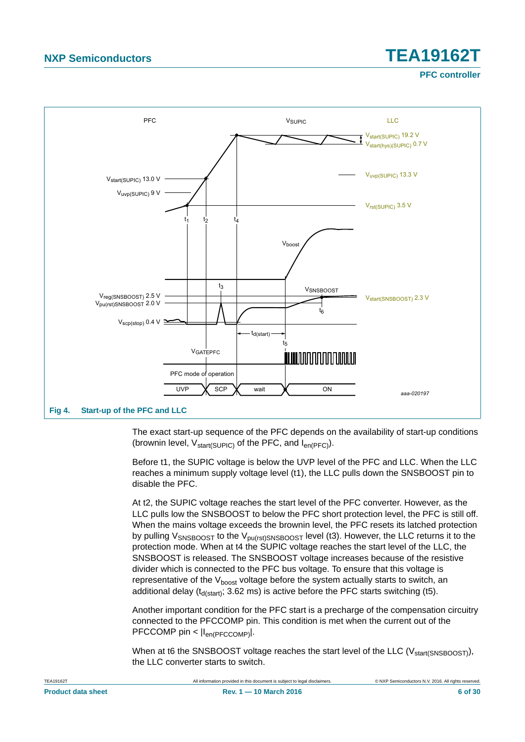**Fig 4. Start-up of the PFC and LLC**

The exact start-up sequence of the PFC depends on the availability of start-up conditions (brownin level, $V_{start(SUPIC)}$ of the PFC, and $I_{en(PFC)}$).

Before t1, the SUPIC voltage is below the UVP level of the PFC and LLC. When the LLC reaches a minimum supply voltage level (t1), the LLC pulls down the SNSBOOST pin to disable the PFC.

At t2, the SUPIC voltage reaches the start level of the PFC converter. However, as the LLC pulls low the SNSBOOST to below the PFC short protection level, the PFC is still off. When the mains voltage exceeds the brownin level, the PFC resets its latched protection by pulling $V_{SNSBOOST}$ to the $V_{pu(rst)SNSBOOST}$ level (t3). However, the LLC returns it to the protection mode. When at t4 the SUPIC voltage reaches the start level of the LLC, the SNSBOOST is released. The SNSBOOST voltage increases because of the resistive divider which is connected to the PFC bus voltage. To ensure that this voltage is representative of the $V_{boost}$ voltage before the system actually starts to switch, an additional delay ($t_{d(start)}$; 3.62 ms) is active before the PFC starts switching (t5).

Another important condition for the PFC start is a precharge of the compensation circuitry connected to the PFCCOMP pin. This condition is met when the current out of the PFCCOMP pin < $|I_{en(PFCCOMP)}|$.

When at t6 the SNSBOOST voltage reaches the start level of the LLC ($V_{start(SNSBOOST)}$), the LLC converter starts to switch.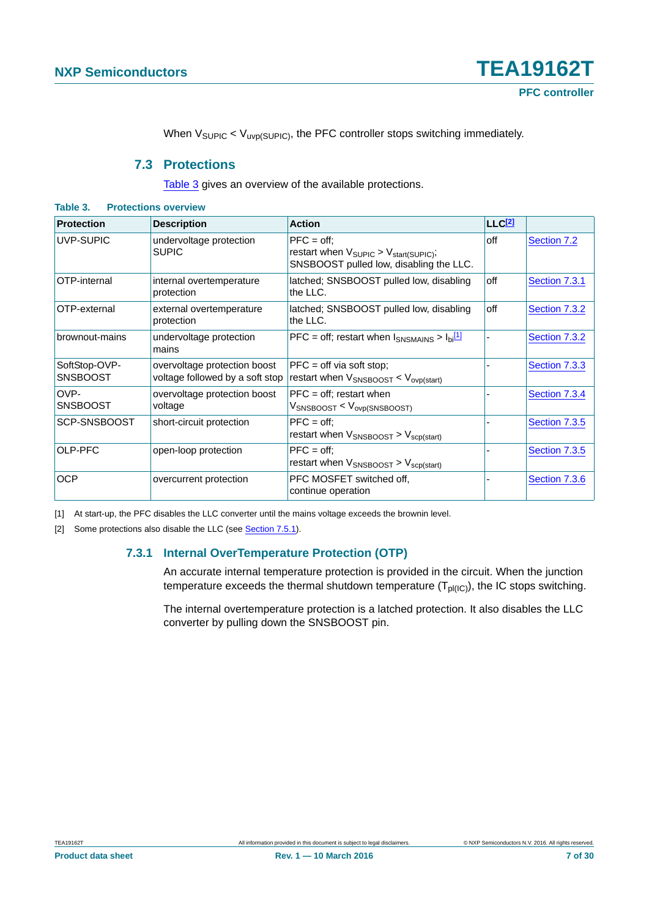When $V_{SUPIC} < V_{uvp(SUPIC)}$, the PFC controller stops switching immediately.

## 7.3 Protections

Table 3 gives an overview of the available protections.

**Table 3. Protections overview**

| Protection | Description | Action | LLC[2] | |
|---|---|---|---|---|
| UVP-SUPIC | undervoltage protection SUPIC | PFC = off; restart when $V_{SUPIC} > V_{start(SUPIC)}$; SNSBOOST pulled low, disabling the LLC. | off | Section 7.2 |
| OTP-internal | internal overtemperature protection | latched; SNSBOOST pulled low, disabling the LLC. | off | Section 7.3.1 |
| OTP-external | external overtemperature protection | latched; SNSBOOST pulled low, disabling the LLC. | off | Section 7.3.2 |
| brownout-mains | undervoltage protection mains | PFC = off; restart when $I_{SNSMAINS} > I_{bi}$[1] | - | Section 7.3.2 |
| SoftStop-OVP-SNSBOOST | overvoltage protection boost voltage followed by a soft stop | PFC = off via soft stop; restart when $V_{SNSBOOST} < V_{ovp(start)}$ | - | Section 7.3.3 |
| OVP-SNSBOOST | overvoltage protection boost voltage | PFC = off; restart when $V_{SNSBOOST} < V_{ovp(SNSBOOST)}$ | - | Section 7.3.4 |
| SCP-SNSBOOST | short-circuit protection | PFC = off; restart when $V_{SNSBOOST} > V_{scp(start)}$ | - | Section 7.3.5 |
| OLP-PFC | open-loop protection | PFC = off; restart when $V_{SNSBOOST} > V_{scp(start)}$ | - | Section 7.3.5 |
| OCP | overcurrent protection | PFC MOSFET switched off, continue operation | - | Section 7.3.6 |

[1] At start-up, the PFC disables the LLC converter until the mains voltage exceeds the brownin level.

[2] Some protections also disable the LLC (see Section 7.5.1).

### 7.3.1 Internal OverTemperature Protection (OTP)

An accurate internal temperature protection is provided in the circuit. When the junction temperature exceeds the thermal shutdown temperature ($T_{pl(IC)}$), the IC stops switching.

The internal overtemperature protection is a latched protection. It also disables the LLC converter by pulling down the SNSBOOST pin.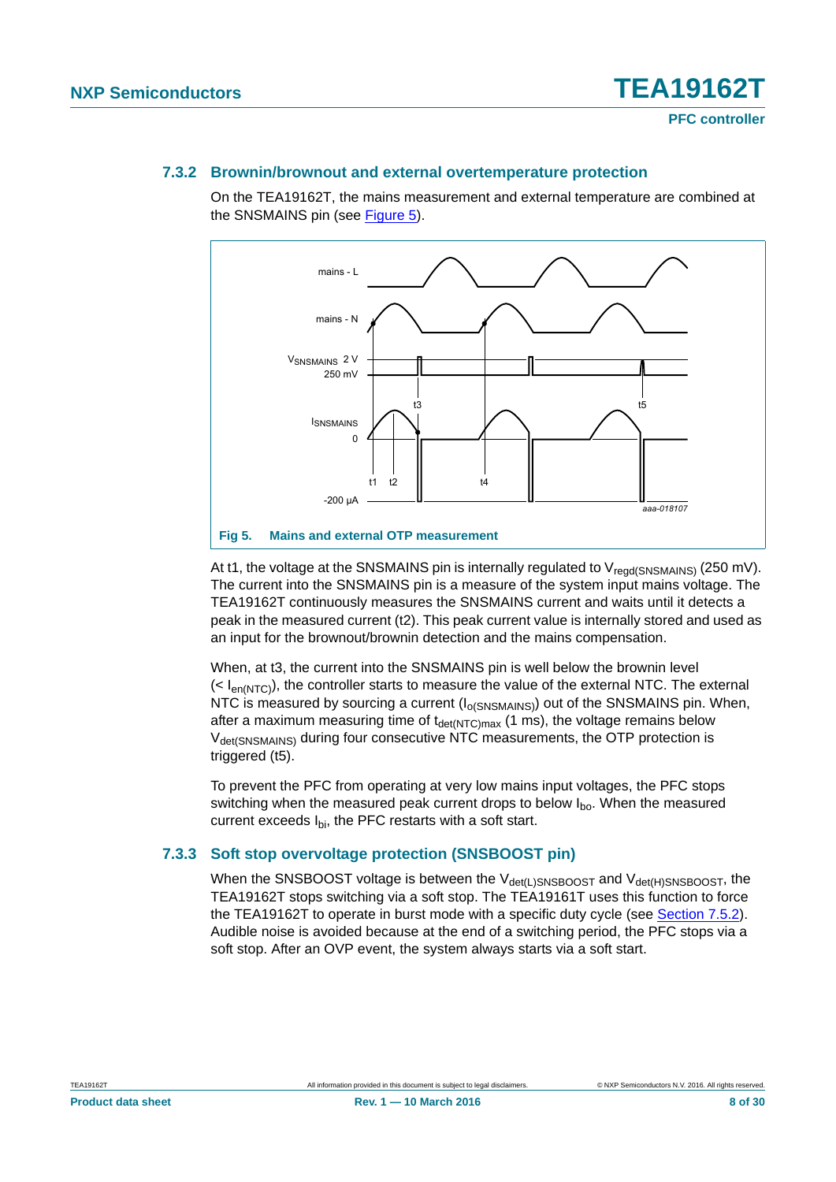### 7.3.2 Brownin/brownout and external overtemperature protection

On the TEA19162T, the mains measurement and external temperature are combined at the SNSMAINS pin (see Figure 5).

**Fig 5. Mains and external OTP measurement**

At t1, the voltage at the SNSMAINS pin is internally regulated to $V_{regd(SNSMAINS)}$ (250 mV). The current into the SNSMAINS pin is a measure of the system input mains voltage. The TEA19162T continuously measures the SNSMAINS current and waits until it detects a peak in the measured current (t2). This peak current value is internally stored and used as an input for the brownout/brownin detection and the mains compensation.

When, at t3, the current into the SNSMAINS pin is well below the brownin level ($< I_{en(NTC)}$), the controller starts to measure the value of the external NTC. The external NTC is measured by sourcing a current ($I_{o(SNSMAINS)}$) out of the SNSMAINS pin. When, after a maximum measuring time of $t_{det(NTC)max}$ (1 ms), the voltage remains below $V_{det(SNSMAINS)}$ during four consecutive NTC measurements, the OTP protection is triggered (t5).

To prevent the PFC from operating at very low mains input voltages, the PFC stops switching when the measured peak current drops to below $I_{bo}$. When the measured current exceeds $I_{bi}$, the PFC restarts with a soft start.

### 7.3.3 Soft stop overvoltage protection (SNSBOOST pin)

When the SNSBOOST voltage is between the $V_{det(L)SNSBOOST}$ and $V_{det(H)SNSBOOST}$, the TEA19162T stops switching via a soft stop. The TEA19161T uses this function to force the TEA19162T to operate in burst mode with a specific duty cycle (see Section 7.5.2). Audible noise is avoided because at the end of a switching period, the PFC stops via a soft stop. After an OVP event, the system always starts via a soft start.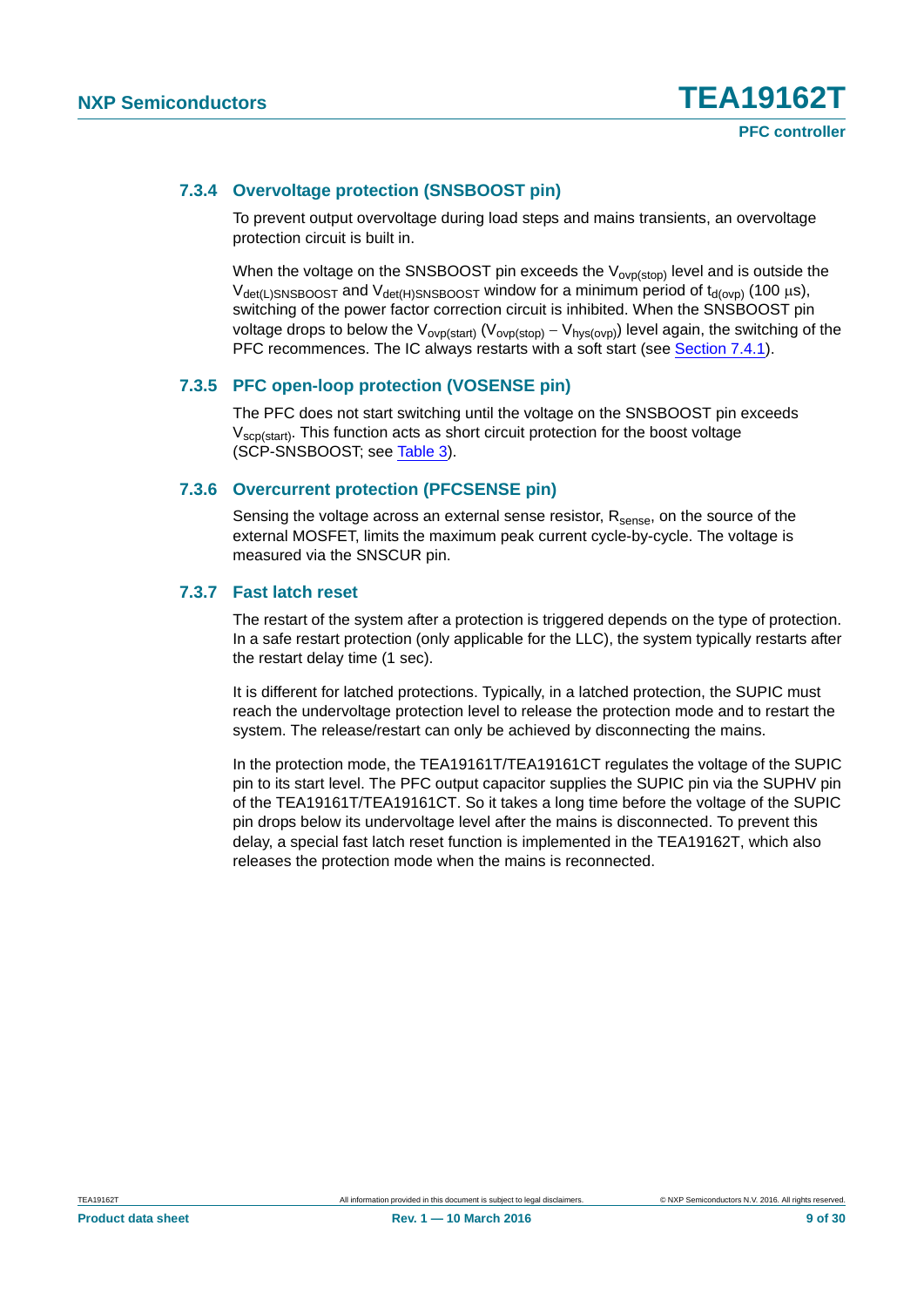### 7.3.4 Overvoltage protection (SNSBOOST pin)

To prevent output overvoltage during load steps and mains transients, an overvoltage protection circuit is built in.

When the voltage on the SNSBOOST pin exceeds the $V_{ovp(stop)}$ level and is outside the $V_{det(L)SNSBOOST}$ and $V_{det(H)SNSBOOST}$ window for a minimum period of $t_{d(ovp)}$ (100 μs), switching of the power factor correction circuit is inhibited. When the SNSBOOST pin voltage drops to below the $V_{ovp(start)}$ ($V_{ovp(stop)} - V_{hys(ovp)}$) level again, the switching of the PFC recommences. The IC always restarts with a soft start (see Section 7.4.1).

### 7.3.5 PFC open-loop protection (VOSENSE pin)

The PFC does not start switching until the voltage on the SNSBOOST pin exceeds $V_{scp(start)}$. This function acts as short circuit protection for the boost voltage (SCP-SNSBOOST; see Table 3).

### 7.3.6 Overcurrent protection (PFCSENSE pin)

Sensing the voltage across an external sense resistor, $R_{sense}$, on the source of the external MOSFET, limits the maximum peak current cycle-by-cycle. The voltage is measured via the SNSCUR pin.

### 7.3.7 Fast latch reset

The restart of the system after a protection is triggered depends on the type of protection. In a safe restart protection (only applicable for the LLC), the system typically restarts after the restart delay time (1 sec).

It is different for latched protections. Typically, in a latched protection, the SUPIC must reach the undervoltage protection level to release the protection mode and to restart the system. The release/restart can only be achieved by disconnecting the mains.

In the protection mode, the TEA19161T/TEA19161CT regulates the voltage of the SUPIC pin to its start level. The PFC output capacitor supplies the SUPIC pin via the SUPHV pin of the TEA19161T/TEA19161CT. So it takes a long time before the voltage of the SUPIC pin drops below its undervoltage level after the mains is disconnected. To prevent this delay, a special fast latch reset function is implemented in the TEA19162T, which also releases the protection mode when the mains is reconnected.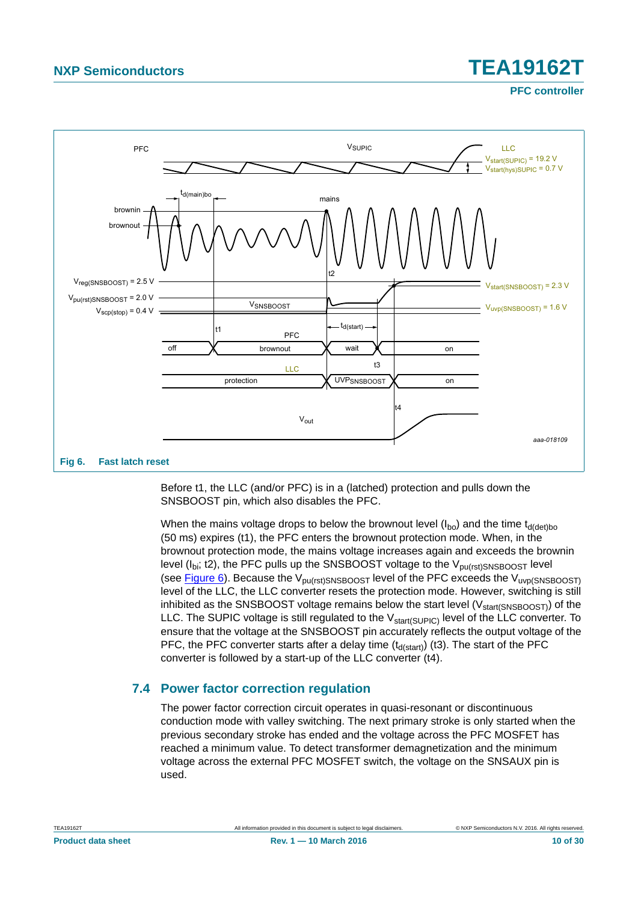**Fig 6. Fast latch reset**

Before t1, the LLC (and/or PFC) is in a (latched) protection and pulls down the SNSBOOST pin, which also disables the PFC.

When the mains voltage drops to below the brownout level ($I_{bo}$) and the time $t_{d(det)bo}$ (50 ms) expires (t1), the PFC enters the brownout protection mode. When, in the brownout protection mode, the mains voltage increases again and exceeds the brownin level ($I_{bi}$; t2), the PFC pulls up the SNSBOOST voltage to the $V_{pu(rst)SNSBOOST}$ level (see Figure 6). Because the $V_{pu(rst)SNSBOOST}$ level of the PFC exceeds the $V_{uvp(SNSBOOST)}$ level of the LLC, the LLC converter resets the protection mode. However, switching is still inhibited as the SNSBOOST voltage remains below the start level ($V_{start(SNSBOOST)}$) of the LLC. The SUPIC voltage is still regulated to the $V_{start(SUPIC)}$ level of the LLC converter. To ensure that the voltage at the SNSBOOST pin accurately reflects the output voltage of the PFC, the PFC converter starts after a delay time ($t_{d(start)}$) (t3). The start of the PFC converter is followed by a start-up of the LLC converter (t4).

## 7.4 Power factor correction regulation

The power factor correction circuit operates in quasi-resonant or discontinuous conduction mode with valley switching. The next primary stroke is only started when the previous secondary stroke has ended and the voltage across the PFC MOSFET has reached a minimum value. To detect transformer demagnetization and the minimum voltage across the external PFC MOSFET switch, the voltage on the SNSAUX pin is used.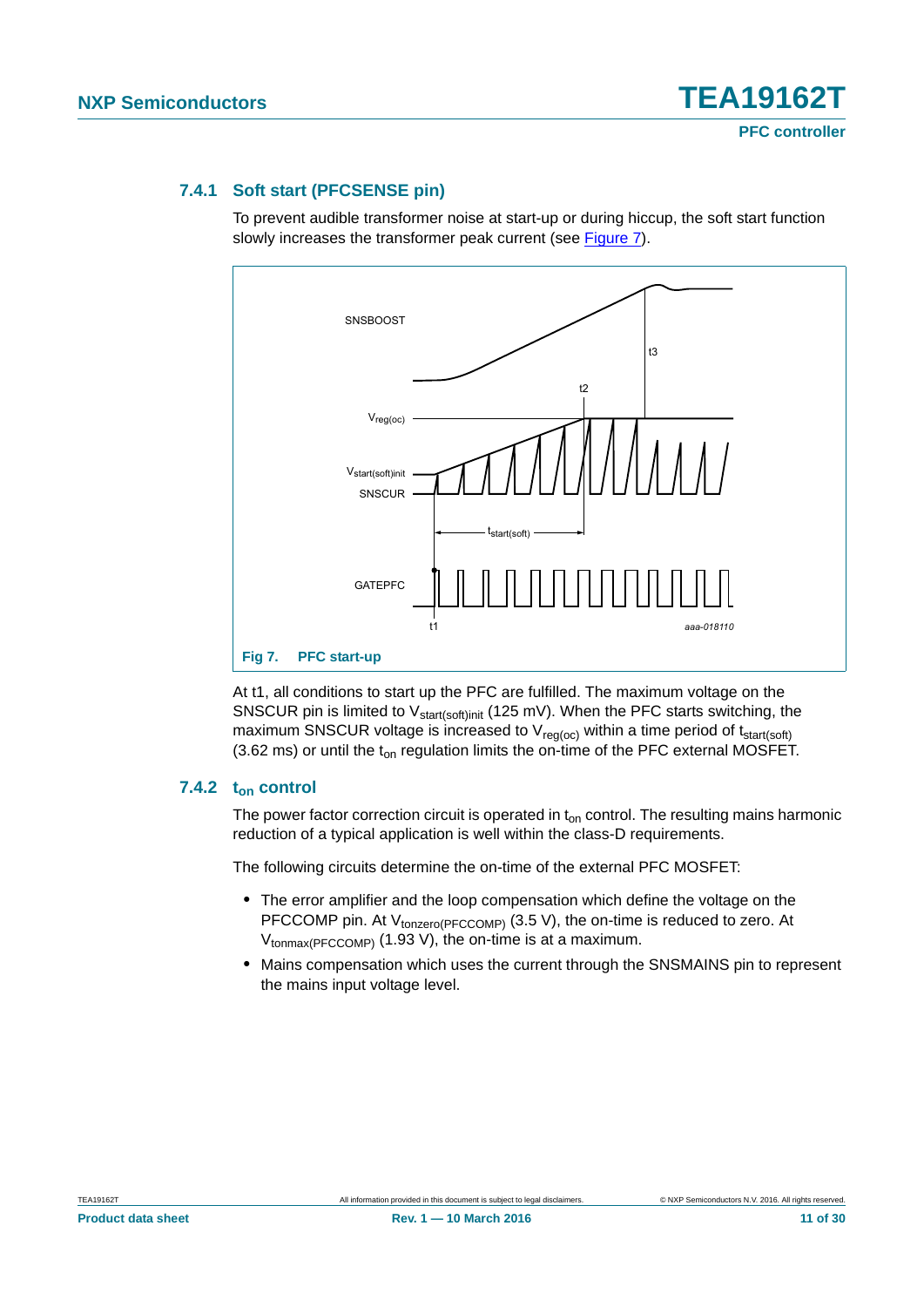### 7.4.1 Soft start (PFCSENSE pin)

To prevent audible transformer noise at start-up or during hiccup, the soft start function slowly increases the transformer peak current (see Figure 7).

Fig 7. PFC start-up

At t1, all conditions to start up the PFC are fulfilled. The maximum voltage on the SNSCUR pin is limited to $V_{start(soft)init}$ (125 mV). When the PFC starts switching, the maximum SNSCUR voltage is increased to $V_{reg(oc)}$ within a time period of $t_{start(soft)}$ (3.62 ms) or until the $t_{on}$ regulation limits the on-time of the PFC external MOSFET.

### 7.4.2 $t_{on}$ control

The power factor correction circuit is operated in $t_{on}$ control. The resulting mains harmonic reduction of a typical application is well within the class-D requirements.

The following circuits determine the on-time of the external PFC MOSFET:

- The error amplifier and the loop compensation which define the voltage on the PFCCOMP pin. At $V_{tonzero(PFCCOMP)}$ (3.5 V), the on-time is reduced to zero. At $V_{tonmax(PFCCOMP)}$ (1.93 V), the on-time is at a maximum.
- Mains compensation which uses the current through the SNSMAINS pin to represent the mains input voltage level.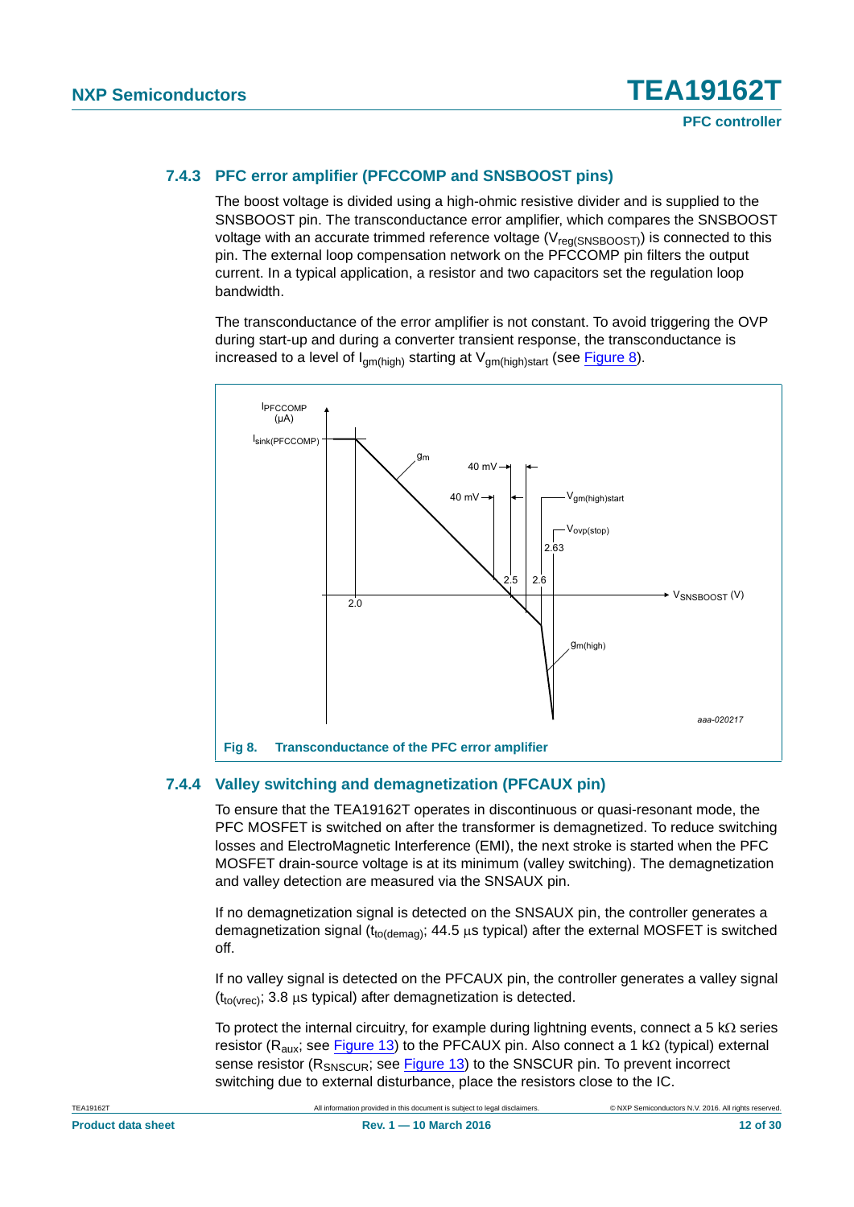### 7.4.3 PFC error amplifier (PFCCOMP and SNSBOOST pins)

The boost voltage is divided using a high-ohmic resistive divider and is supplied to the SNSBOOST pin. The transconductance error amplifier, which compares the SNSBOOST voltage with an accurate trimmed reference voltage ($V_{reg(SNSBOOST)}$) is connected to this pin. The external loop compensation network on the PFCCOMP pin filters the output current. In a typical application, a resistor and two capacitors set the regulation loop bandwidth.

The transconductance of the error amplifier is not constant. To avoid triggering the OVP during start-up and during a converter transient response, the transconductance is increased to a level of $I_{gm(high)}$ starting at $V_{gm(high)start}$ (see Figure 8).

Fig 8. Transconductance of the PFC error amplifier

### 7.4.4 Valley switching and demagnetization (PFCAUX pin)

To ensure that the TEA19162T operates in discontinuous or quasi-resonant mode, the PFC MOSFET is switched on after the transformer is demagnetized. To reduce switching losses and ElectroMagnetic Interference (EMI), the next stroke is started when the PFC MOSFET drain-source voltage is at its minimum (valley switching). The demagnetization and valley detection are measured via the SNSAUX pin.

If no demagnetization signal is detected on the SNSAUX pin, the controller generates a demagnetization signal ($t_{to(demag)}$; 44.5 μs typical) after the external MOSFET is switched off.

If no valley signal is detected on the PFCAUX pin, the controller generates a valley signal ($t_{to(vrec)}$; 3.8 μs typical) after demagnetization is detected.

To protect the internal circuitry, for example during lightning events, connect a 5 kΩ series resistor ($R_{aux}$; see Figure 13) to the PFCAUX pin. Also connect a 1 kΩ (typical) external sense resistor ($R_{SNSCUR}$; see Figure 13) to the SNSCUR pin. To prevent incorrect switching due to external disturbance, place the resistors close to the IC.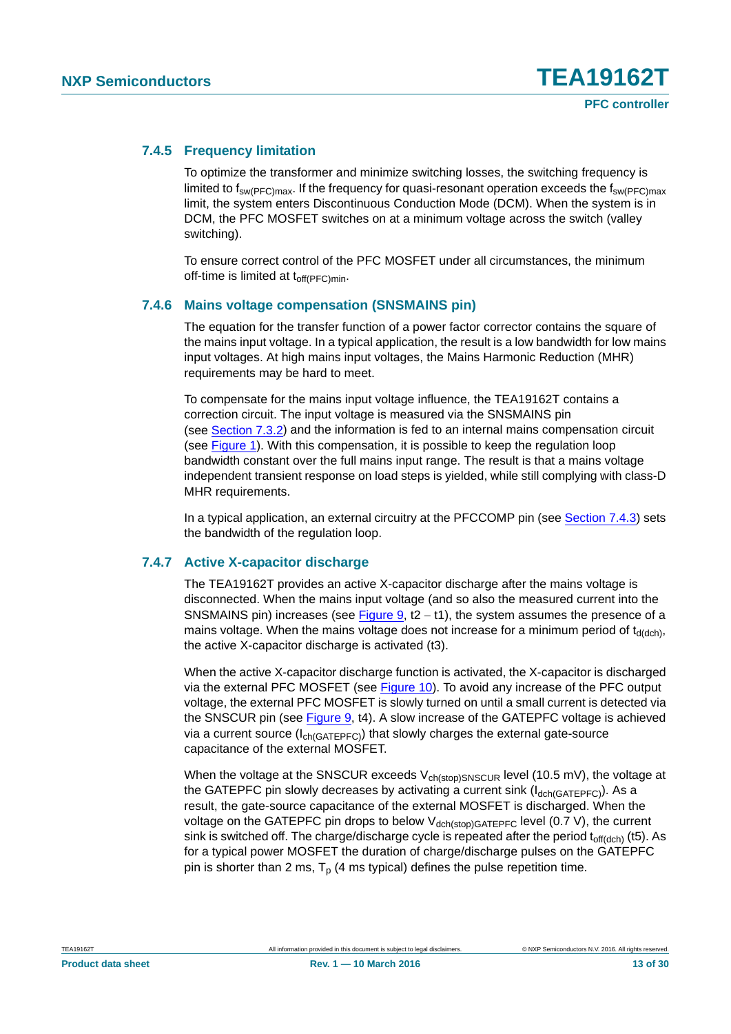### 7.4.5 Frequency limitation

To optimize the transformer and minimize switching losses, the switching frequency is limited to $f_{sw(PFC)max}$. If the frequency for quasi-resonant operation exceeds the $f_{sw(PFC)max}$ limit, the system enters Discontinuous Conduction Mode (DCM). When the system is in DCM, the PFC MOSFET switches on at a minimum voltage across the switch (valley switching).

To ensure correct control of the PFC MOSFET under all circumstances, the minimum off-time is limited at $t_{off(PFC)min}$.

### 7.4.6 Mains voltage compensation (SNSMAINS pin)

The equation for the transfer function of a power factor corrector contains the square of the mains input voltage. In a typical application, the result is a low bandwidth for low mains input voltages. At high mains input voltages, the Mains Harmonic Reduction (MHR) requirements may be hard to meet.

To compensate for the mains input voltage influence, the TEA19162T contains a correction circuit. The input voltage is measured via the SNSMAINS pin (see Section 7.3.2) and the information is fed to an internal mains compensation circuit (see Figure 1). With this compensation, it is possible to keep the regulation loop bandwidth constant over the full mains input range. The result is that a mains voltage independent transient response on load steps is yielded, while still complying with class-D MHR requirements.

In a typical application, an external circuitry at the PFCCOMP pin (see Section 7.4.3) sets the bandwidth of the regulation loop.

### 7.4.7 Active X-capacitor discharge

The TEA19162T provides an active X-capacitor discharge after the mains voltage is disconnected. When the mains input voltage (and so also the measured current into the SNSMAINS pin) increases (see Figure 9, t2 − t1), the system assumes the presence of a mains voltage. When the mains voltage does not increase for a minimum period of $t_{d(dch)}$, the active X-capacitor discharge is activated (t3).

When the active X-capacitor discharge function is activated, the X-capacitor is discharged via the external PFC MOSFET (see Figure 10). To avoid any increase of the PFC output voltage, the external PFC MOSFET is slowly turned on until a small current is detected via the SNSCUR pin (see Figure 9, t4). A slow increase of the GATEPFC voltage is achieved via a current source ($I_{ch(GATEPFC)}$) that slowly charges the external gate-source capacitance of the external MOSFET.

When the voltage at the SNSCUR exceeds $V_{ch(stop)SNSCUR}$ level (10.5 mV), the voltage at the GATEPFC pin slowly decreases by activating a current sink ($I_{dch(GATEPFC)}$). As a result, the gate-source capacitance of the external MOSFET is discharged. When the voltage on the GATEPFC pin drops to below $V_{dch(stop)GATEPFC}$ level (0.7 V), the current sink is switched off. The charge/discharge cycle is repeated after the period $t_{off(dch)}$ (t5). As for a typical power MOSFET the duration of charge/discharge pulses on the GATEPFC pin is shorter than 2 ms, $T_p$ (4 ms typical) defines the pulse repetition time.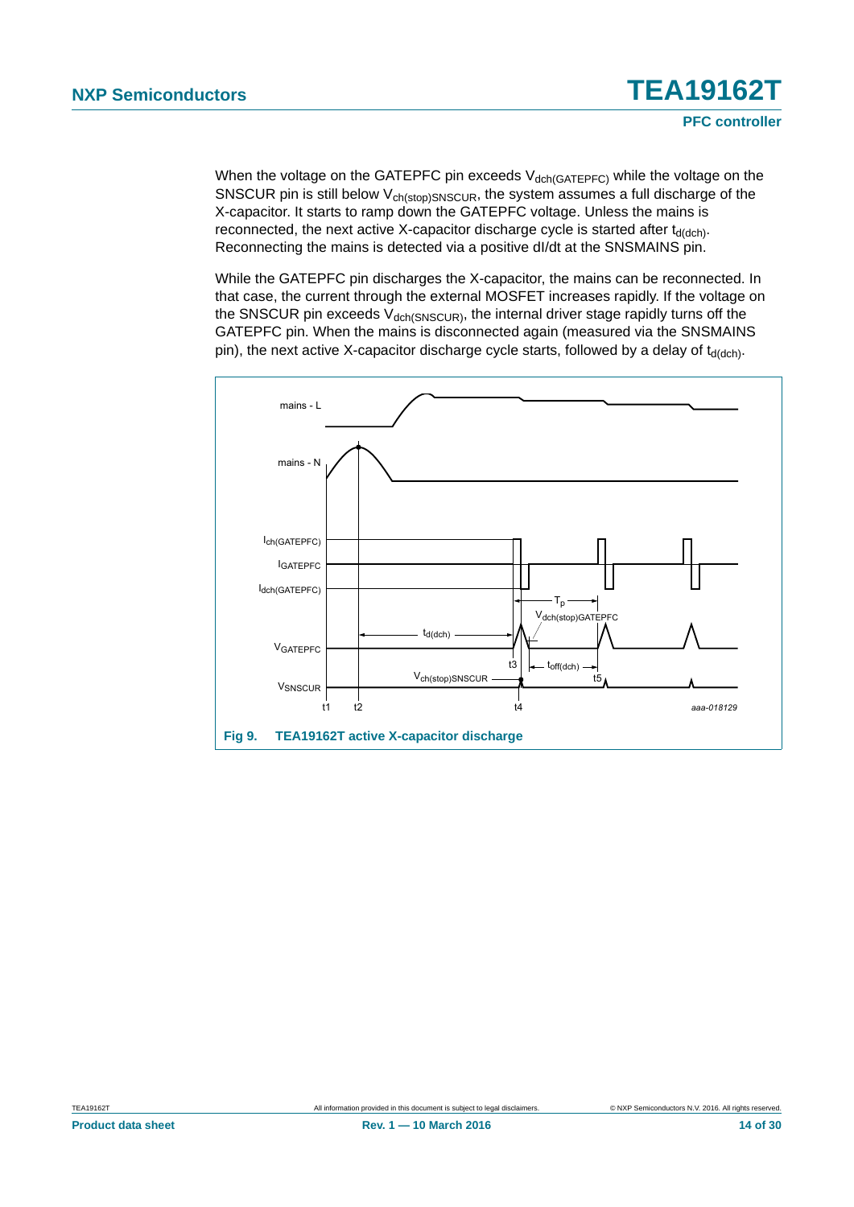When the voltage on the GATEPFC pin exceeds $V_{dch(GATEPFC)}$ while the voltage on the SNSCUR pin is still below $V_{ch(stop)SNSCUR}$, the system assumes a full discharge of the X-capacitor. It starts to ramp down the GATEPFC voltage. Unless the mains is reconnected, the next active X-capacitor discharge cycle is started after $t_{d(dch)}$. Reconnecting the mains is detected via a positive dI/dt at the SNSMAINS pin.

While the GATEPFC pin discharges the X-capacitor, the mains can be reconnected. In that case, the current through the external MOSFET increases rapidly. If the voltage on the SNSCUR pin exceeds $V_{dch(SNSCUR)}$, the internal driver stage rapidly turns off the GATEPFC pin. When the mains is disconnected again (measured via the SNSMAINS pin), the next active X-capacitor discharge cycle starts, followed by a delay of $t_{d(dch)}$.

**Fig 9. TEA19162T active X-capacitor discharge**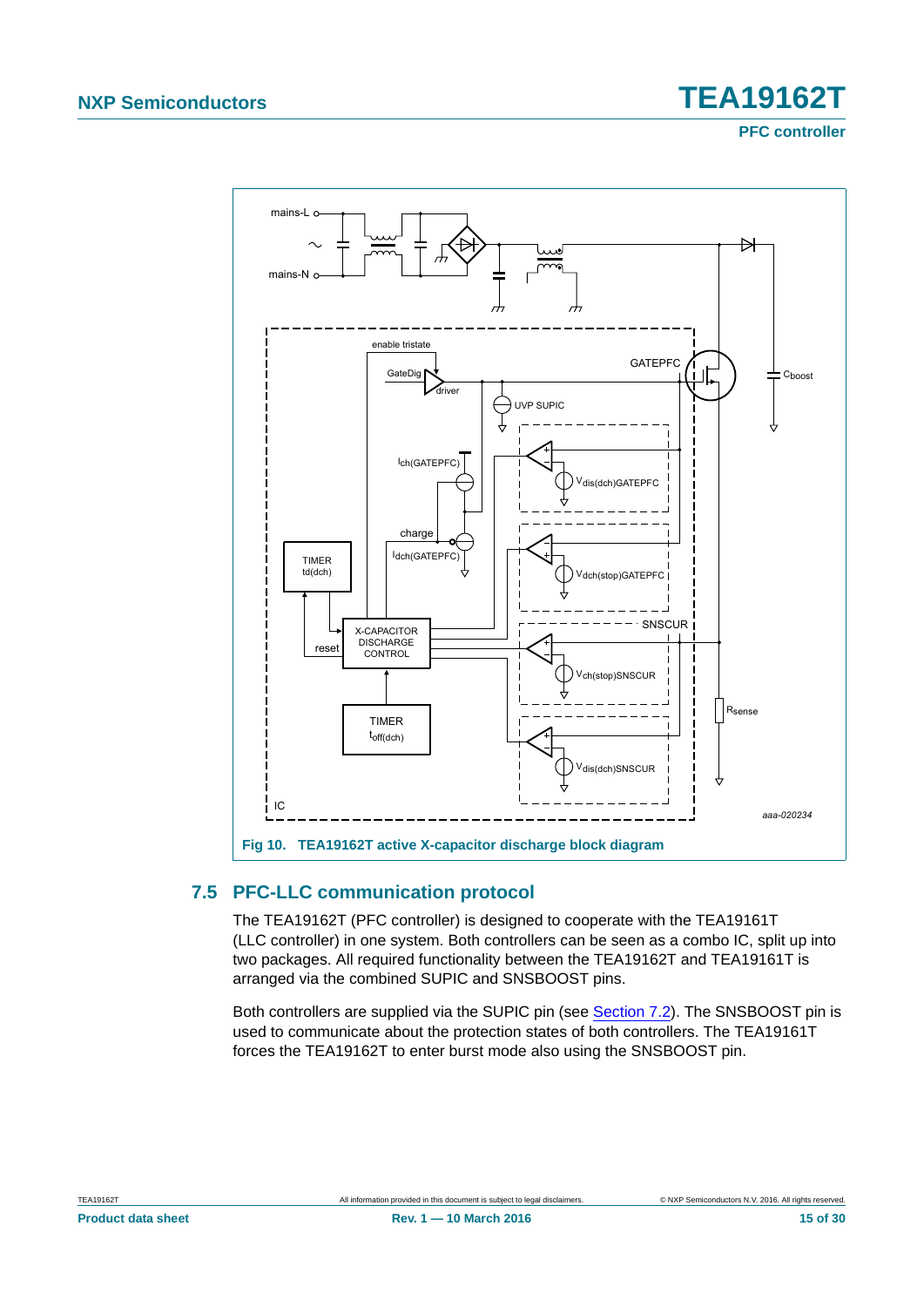Fig 10. TEA19162T active X-capacitor discharge block diagram

## 7.5 PFC-LLC communication protocol

The TEA19162T (PFC controller) is designed to cooperate with the TEA19161T (LLC controller) in one system. Both controllers can be seen as a combo IC, split up into two packages. All required functionality between the TEA19162T and TEA19161T is arranged via the combined SUPIC and SNSBOOST pins.

Both controllers are supplied via the SUPIC pin (see Section 7.2). The SNSBOOST pin is used to communicate about the protection states of both controllers. The TEA19161T forces the TEA19162T to enter burst mode also using the SNSBOOST pin.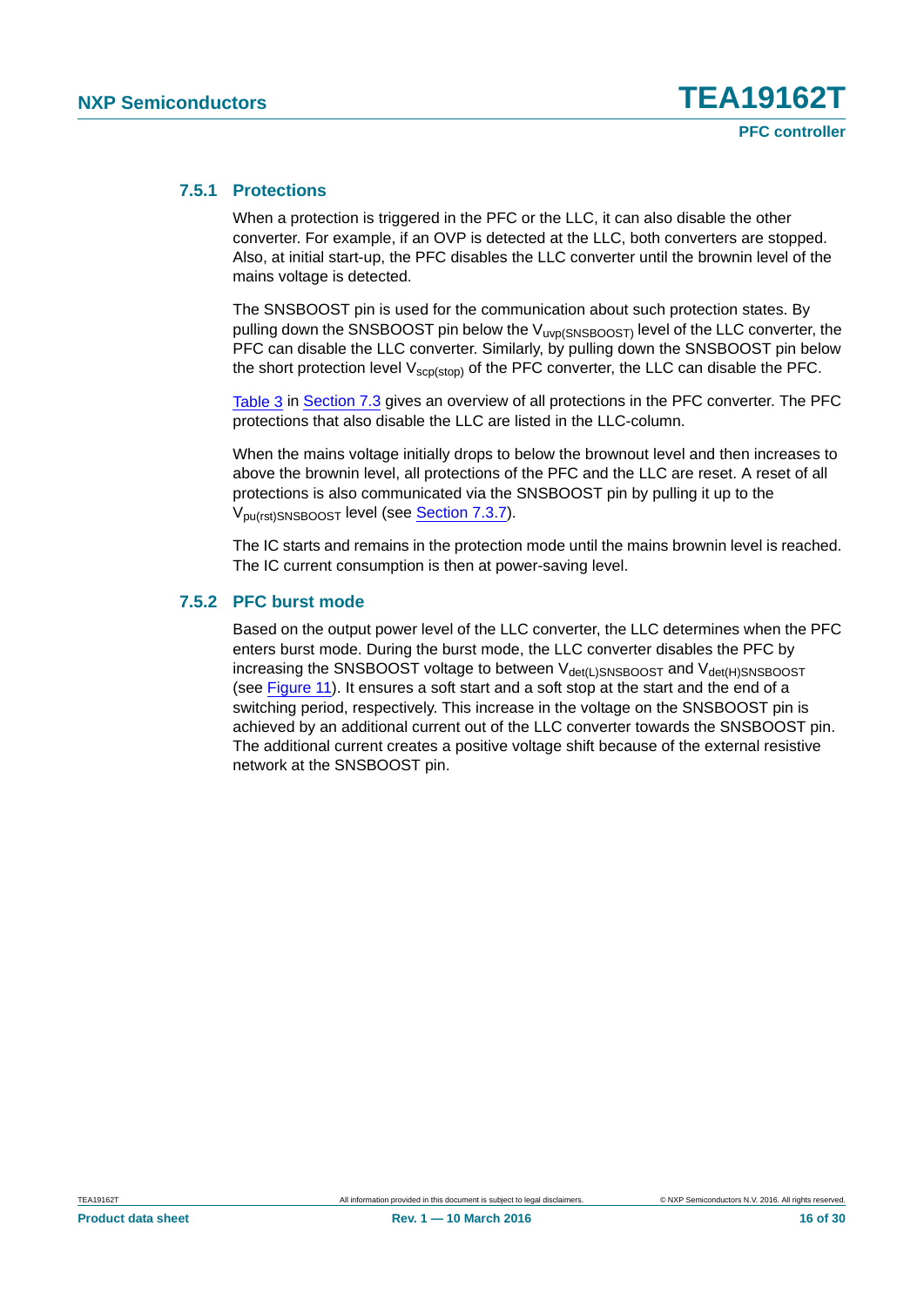### 7.5.1 Protections

When a protection is triggered in the PFC or the LLC, it can also disable the other converter. For example, if an OVP is detected at the LLC, both converters are stopped. Also, at initial start-up, the PFC disables the LLC converter until the brownin level of the mains voltage is detected.

The SNSBOOST pin is used for the communication about such protection states. By pulling down the SNSBOOST pin below the $V_{uvp(SNSBOOST)}$ level of the LLC converter, the PFC can disable the LLC converter. Similarly, by pulling down the SNSBOOST pin below the short protection level $V_{scp(stop)}$ of the PFC converter, the LLC can disable the PFC.

Table 3 in Section 7.3 gives an overview of all protections in the PFC converter. The PFC protections that also disable the LLC are listed in the LLC-column.

When the mains voltage initially drops to below the brownout level and then increases to above the brownin level, all protections of the PFC and the LLC are reset. A reset of all protections is also communicated via the SNSBOOST pin by pulling it up to the $V_{pu(rst)SNSBOOST}$ level (see Section 7.3.7).

The IC starts and remains in the protection mode until the mains brownin level is reached. The IC current consumption is then at power-saving level.

### 7.5.2 PFC burst mode

Based on the output power level of the LLC converter, the LLC determines when the PFC enters burst mode. During the burst mode, the LLC converter disables the PFC by increasing the SNSBOOST voltage to between $V_{det(L)SNSBOOST}$ and $V_{det(H)SNSBOOST}$ (see Figure 11). It ensures a soft start and a soft stop at the start and the end of a switching period, respectively. This increase in the voltage on the SNSBOOST pin is achieved by an additional current out of the LLC converter towards the SNSBOOST pin. The additional current creates a positive voltage shift because of the external resistive network at the SNSBOOST pin.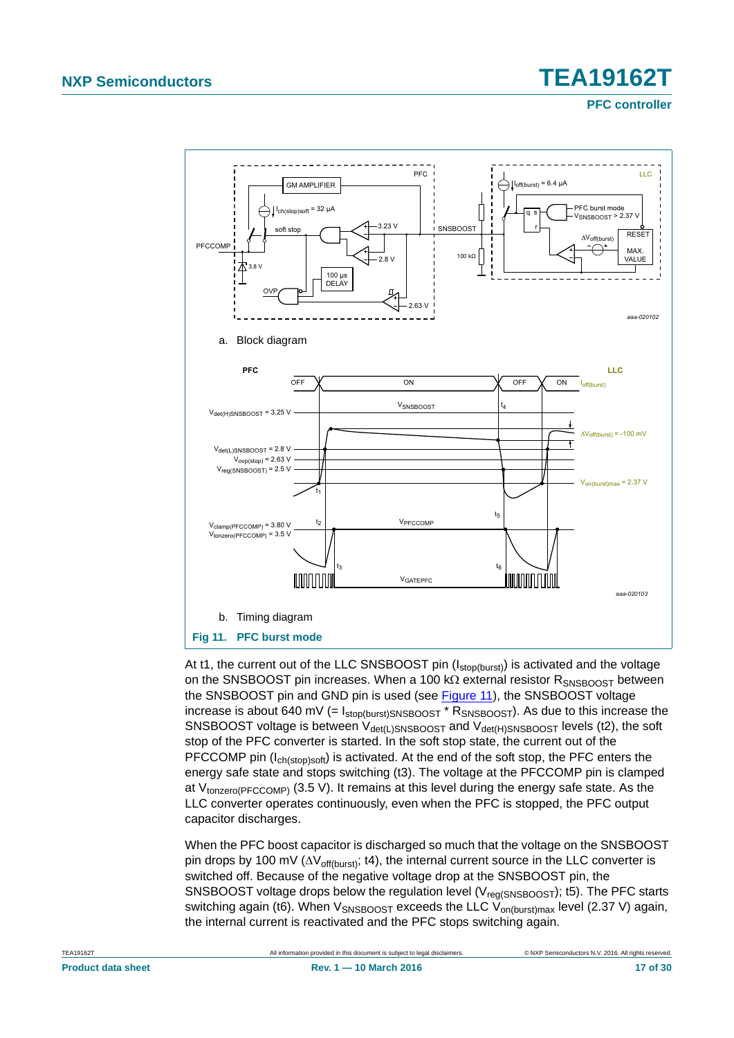a. Block diagram

b. Timing diagram

**Fig 11. PFC burst mode**

At t1, the current out of the LLC SNSBOOST pin ($I_{stop(burst)}$) is activated and the voltage on the SNSBOOST pin increases. When a 100 kΩ external resistor $R_{SNSBOOST}$ between the SNSBOOST pin and GND pin is used (see Figure 11), the SNSBOOST voltage increase is about 640 mV (= $I_{stop(burst)SNSBOOST} * R_{SNSBOOST}$). As due to this increase the SNSBOOST voltage is between $V_{det(L)SNSBOOST}$ and $V_{det(H)SNSBOOST}$ levels (t2), the soft stop of the PFC converter is started. In the soft stop state, the current out of the PFCCOMP pin ($I_{ch(stop)soft}$) is activated. At the end of the soft stop, the PFC enters the energy safe state and stops switching (t3). The voltage at the PFCCOMP pin is clamped at $V_{tonzero(PFCCOMP)}$ (3.5 V). It remains at this level during the energy safe state. As the LLC converter operates continuously, even when the PFC is stopped, the PFC output capacitor discharges.

When the PFC boost capacitor is discharged so much that the voltage on the SNSBOOST pin drops by 100 mV ($\Delta V_{off(burst)}$; t4), the internal current source in the LLC converter is switched off. Because of the negative voltage drop at the SNSBOOST pin, the SNSBOOST voltage drops below the regulation level ($V_{reg(SNSBOOST)}$; t5). The PFC starts switching again (t6). When $V_{SNSBOOST}$ exceeds the LLC $V_{on(burst)max}$ level (2.37 V) again, the internal current is reactivated and the PFC stops switching again.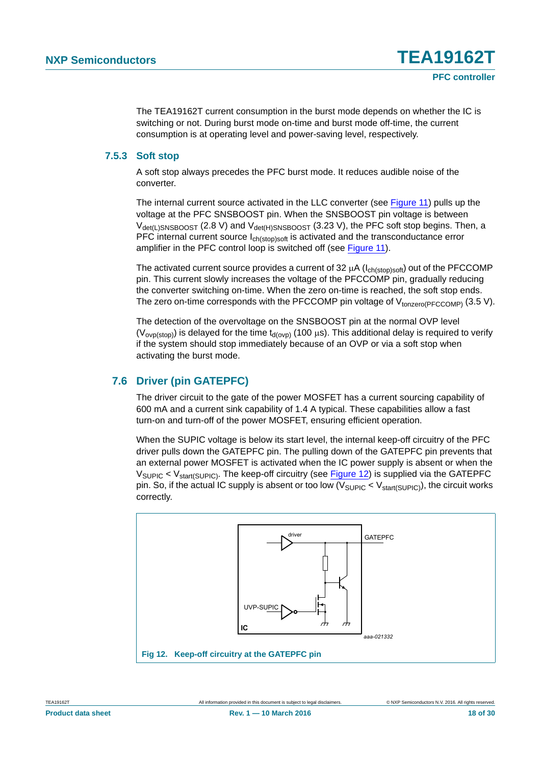The TEA19162T current consumption in the burst mode depends on whether the IC is switching or not. During burst mode on-time and burst mode off-time, the current consumption is at operating level and power-saving level, respectively.

### 7.5.3 Soft stop

A soft stop always precedes the PFC burst mode. It reduces audible noise of the converter.

The internal current source activated in the LLC converter (see Figure 11) pulls up the voltage at the PFC SNSBOOST pin. When the SNSBOOST pin voltage is between $V_{det(L)SNSBOOST}$ (2.8 V) and $V_{det(H)SNSBOOST}$ (3.23 V), the PFC soft stop begins. Then, a PFC internal current source $I_{ch(stop)soft}$ is activated and the transconductance error amplifier in the PFC control loop is switched off (see Figure 11).

The activated current source provides a current of 32 μA ($I_{ch(stop)soft}$) out of the PFCCOMP pin. This current slowly increases the voltage of the PFCCOMP pin, gradually reducing the converter switching on-time. When the zero on-time is reached, the soft stop ends. The zero on-time corresponds with the PFCCOMP pin voltage of $V_{tonzero(PFCCOMP)}$ (3.5 V).

The detection of the overvoltage on the SNSBOOST pin at the normal OVP level ($V_{ovp(stop)}$) is delayed for the time $t_{d(ovp)}$ (100 μs). This additional delay is required to verify if the system should stop immediately because of an OVP or via a soft stop when activating the burst mode.

## 7.6 Driver (pin GATEPFC)

The driver circuit to the gate of the power MOSFET has a current sourcing capability of 600 mA and a current sink capability of 1.4 A typical. These capabilities allow a fast turn-on and turn-off of the power MOSFET, ensuring efficient operation.

When the SUPIC voltage is below its start level, the internal keep-off circuitry of the PFC driver pulls down the GATEPFC pin. The pulling down of the GATEPFC pin prevents that an external power MOSFET is activated when the IC power supply is absent or when the $V_{SUPIC} < V_{start(SUPIC)}$. The keep-off circuitry (see Figure 12) is supplied via the GATEPFC pin. So, if the actual IC supply is absent or too low ($V_{SUPIC} < V_{start(SUPIC)}$), the circuit works correctly.

**Fig 12. Keep-off circuitry at the GATEPFC pin**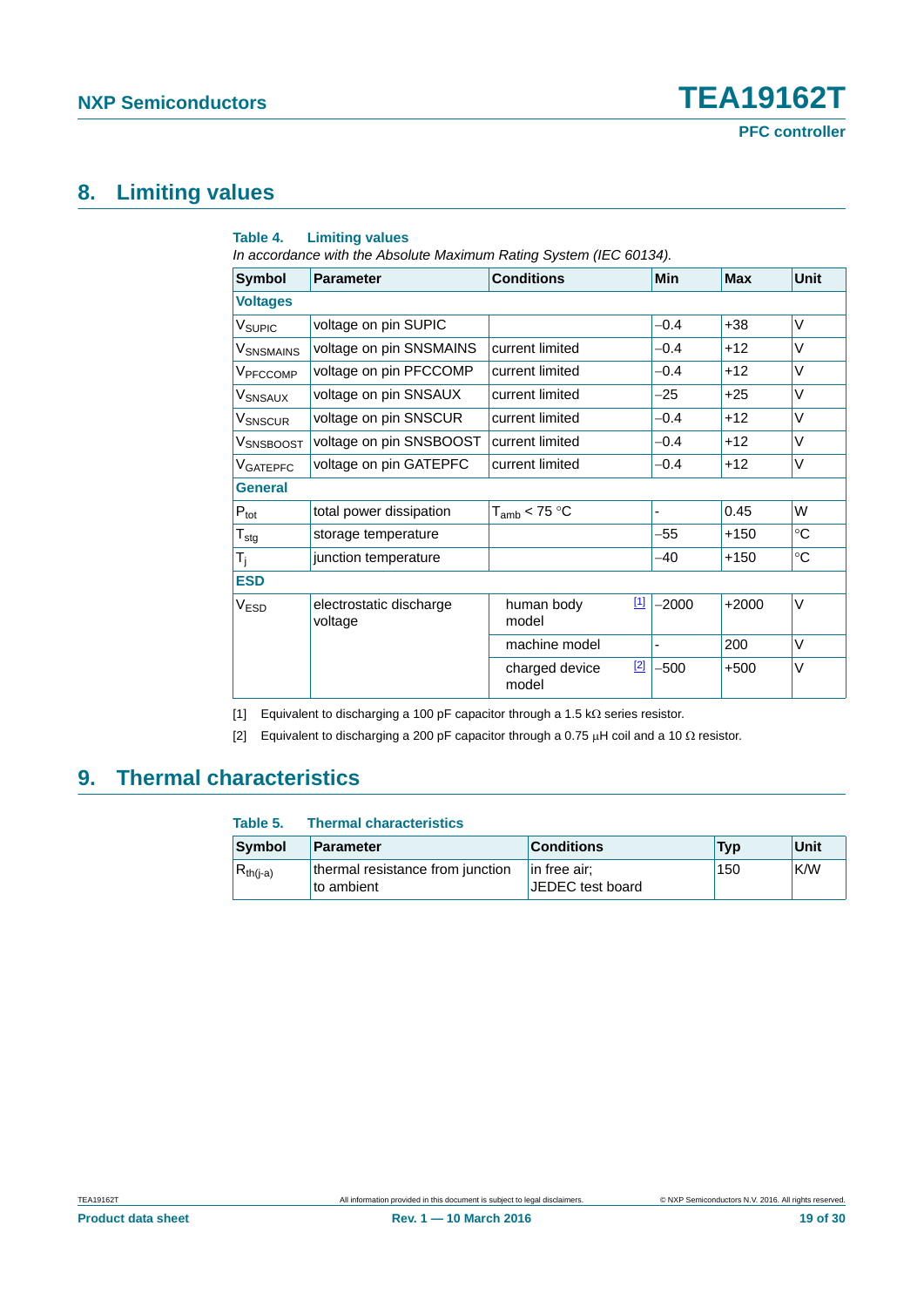## 8. Limiting values

**Table 4. Limiting values**

*In accordance with the Absolute Maximum Rating System (IEC 60134).*

| Symbol | Parameter | Conditions | Min | Max | Unit |
|---|---|---|---|---|---|
| **Voltages** | | | | | |
| $V_{SUPIC}$ | voltage on pin SUPIC | | −0.4 | +38 | V |
| $V_{SNSMAINS}$ | voltage on pin SNSMAINS | current limited | −0.4 | +12 | V |
| $V_{PFCCOMP}$ | voltage on pin PFCCOMP | current limited | −0.4 | +12 | V |
| $V_{SNSAUX}$ | voltage on pin SNSAUX | current limited | −25 | +25 | V |
| $V_{SNSCUR}$ | voltage on pin SNSCUR | current limited | −0.4 | +12 | V |
| $V_{SNSBOOST}$ | voltage on pin SNSBOOST | current limited | −0.4 | +12 | V |
| $V_{GATEPFC}$ | voltage on pin GATEPFC | current limited | −0.4 | +12 | V |
| **General** | | | | | |
| $P_{tot}$ | total power dissipation | $T_{amb}$ < 75 °C | - | 0.45 | W |
| $T_{stg}$ | storage temperature | | −55 | +150 | °C |
| $T_j$ | junction temperature | | −40 | +150 | °C |
| **ESD** | | | | | |
| $V_{ESD}$ | electrostatic discharge voltage | human body model [1] | −2000 | +2000 | V |
| | | machine model | - | 200 | V |
| | | charged device model [2] | −500 | +500 | V |

[1] Equivalent to discharging a 100 pF capacitor through a 1.5 kΩ series resistor.

[2] Equivalent to discharging a 200 pF capacitor through a 0.75 μH coil and a 10 Ω resistor.

## 9. Thermal characteristics

**Table 5. Thermal characteristics**

| Symbol | Parameter | Conditions | Typ | Unit |
|---|---|---|---|---|
| $R_{th(j-a)}$ | thermal resistance from junction to ambient | in free air; JEDEC test board | 150 | K/W |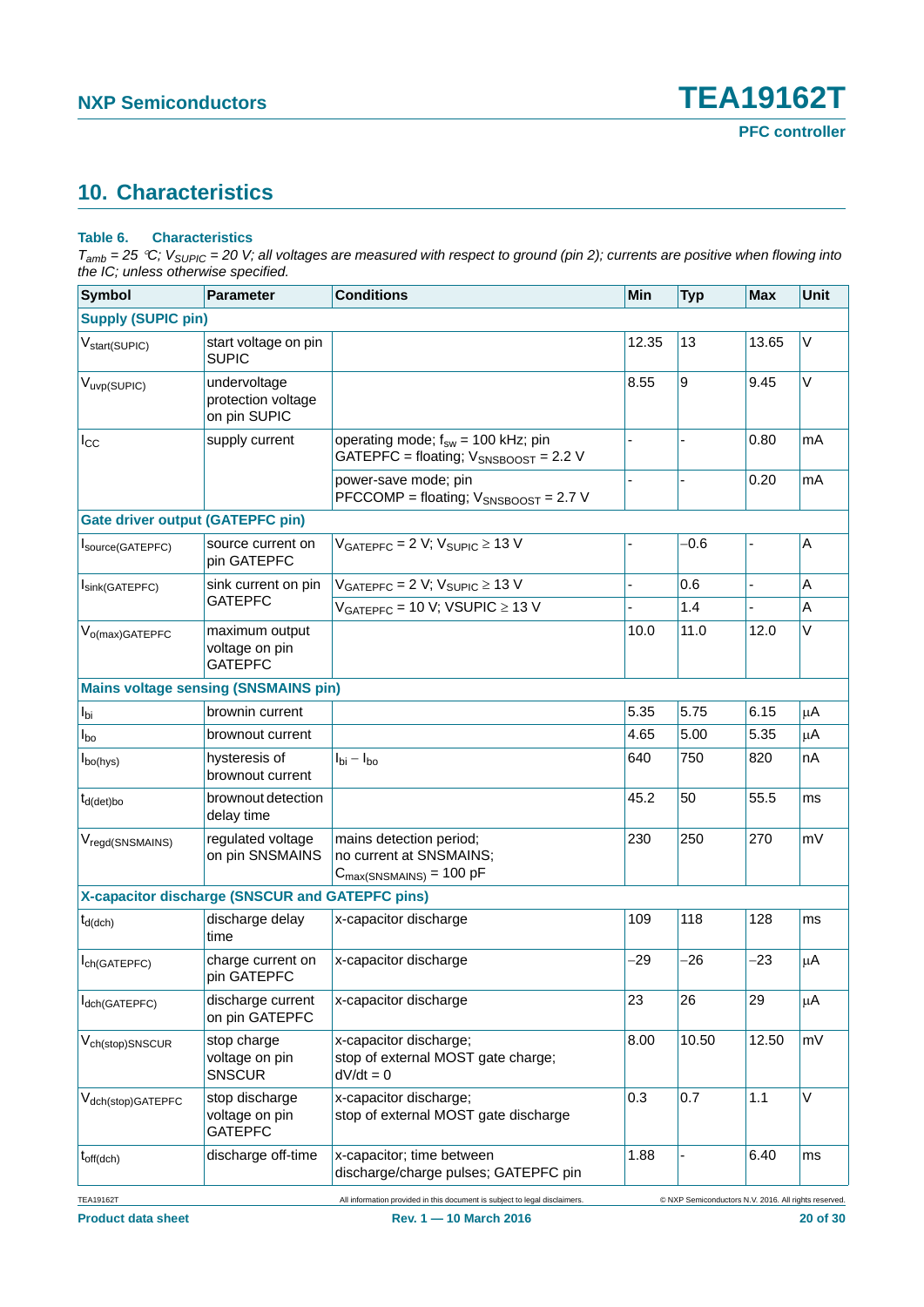## 10. Characteristics

**Table 6. Characteristics**

*$T_{amb}$ = 25 °C; $V_{SUPIC}$ = 20 V; all voltages are measured with respect to ground (pin 2); currents are positive when flowing into the IC; unless otherwise specified.*

| Symbol | Parameter | Conditions | Min | Typ | Max | Unit |
|---|---|---|---|---|---|---|
| **Supply (SUPIC pin)** | | | | | | |
| $V_{start(SUPIC)}$ | start voltage on pin SUPIC | | 12.35 | 13 | 13.65 | V |
| $V_{uvp(SUPIC)}$ | undervoltage protection voltage on pin SUPIC | | 8.55 | 9 | 9.45 | V |
| $I_{CC}$ | supply current | operating mode; $f_{sw}$ = 100 kHz; pin GATEPFC = floating; $V_{SNSBOOST}$ = 2.2 V | - | - | 0.80 | mA |
| | | power-save mode; pin PFCCOMP = floating; $V_{SNSBOOST}$ = 2.7 V | - | - | 0.20 | mA |
| **Gate driver output (GATEPFC pin)** | | | | | | |
| $I_{source(GATEPFC)}$ | source current on pin GATEPFC | $V_{GATEPFC}$ = 2 V; $V_{SUPIC}$ ≥ 13 V | - | −0.6 | - | A |
| $I_{sink(GATEPFC)}$ | sink current on pin GATEPFC | $V_{GATEPFC}$ = 2 V; $V_{SUPIC}$ ≥ 13 V | - | 0.6 | - | A |
| | | $V_{GATEPFC}$ = 10 V; VSUPIC ≥ 13 V | - | 1.4 | - | A |
| $V_{o(max)GATEPFC}$ | maximum output voltage on pin GATEPFC | | 10.0 | 11.0 | 12.0 | V |
| **Mains voltage sensing (SNSMAINS pin)** | | | | | | |
| $I_{bi}$ | brownin current | | 5.35 | 5.75 | 6.15 | µA |
| $I_{bo}$ | brownout current | | 4.65 | 5.00 | 5.35 | µA |
| $I_{bo(hys)}$ | hysteresis of brownout current | $I_{bi} - I_{bo}$ | 640 | 750 | 820 | nA |
| $t_{d(det)bo}$ | brownout detection delay time | | 45.2 | 50 | 55.5 | ms |
| $V_{regd(SNSMAINS)}$ | regulated voltage on pin SNSMAINS | mains detection period; no current at SNSMAINS; $C_{max(SNSMAINS)}$ = 100 pF | 230 | 250 | 270 | mV |
| **X-capacitor discharge (SNSCUR and GATEPFC pins)** | | | | | | |
| $t_{d(dch)}$ | discharge delay time | x-capacitor discharge | 109 | 118 | 128 | ms |
| $I_{ch(GATEPFC)}$ | charge current on pin GATEPFC | x-capacitor discharge | −29 | −26 | −23 | µA |
| $I_{dch(GATEPFC)}$ | discharge current on pin GATEPFC | x-capacitor discharge | 23 | 26 | 29 | µA |
| $V_{ch(stop)SNSCUR}$ | stop charge voltage on pin SNSCUR | x-capacitor discharge; stop of external MOST gate charge; dV/dt = 0 | 8.00 | 10.50 | 12.50 | mV |
| $V_{dch(stop)GATEPFC}$ | stop discharge voltage on pin GATEPFC | x-capacitor discharge; stop of external MOST gate discharge | 0.3 | 0.7 | 1.1 | V |
| $t_{off(dch)}$ | discharge off-time | x-capacitor; time between discharge/charge pulses; GATEPFC pin | 1.88 | - | 6.40 | ms |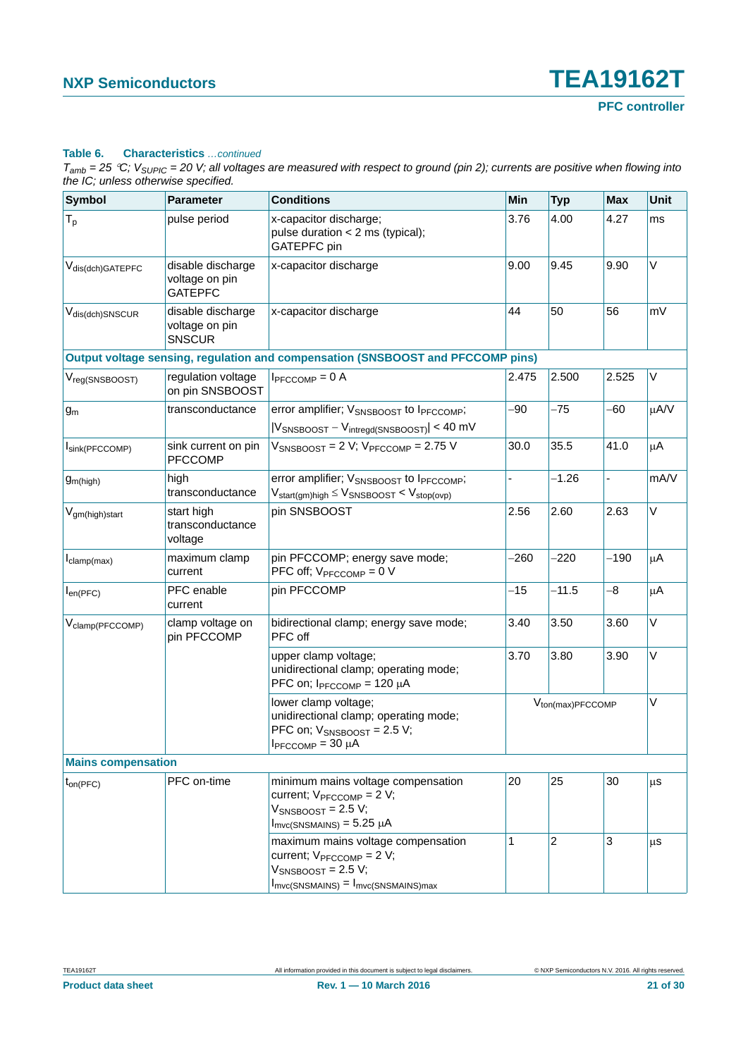**Table 6. Characteristics** *…continued*

*$T_{amb}$ = 25 °C; $V_{SUPIC}$ = 20 V; all voltages are measured with respect to ground (pin 2); currents are positive when flowing into the IC; unless otherwise specified.*

| Symbol | Parameter | Conditions | Min | Typ | Max | Unit |
|---|---|---|---|---|---|---|
| $T_p$ | pulse period | x-capacitor discharge; pulse duration < 2 ms (typical); GATEPFC pin | 3.76 | 4.00 | 4.27 | ms |
| $V_{dis(dch)GATEPFC}$ | disable discharge voltage on pin GATEPFC | x-capacitor discharge | 9.00 | 9.45 | 9.90 | V |
| $V_{dis(dch)SNSCUR}$ | disable discharge voltage on pin SNSCUR | x-capacitor discharge | 44 | 50 | 56 | mV |
| **Output voltage sensing, regulation and compensation (SNSBOOST and PFCCOMP pins)** | | | | | | |
| $V_{reg(SNSBOOST)}$ | regulation voltage on pin SNSBOOST | $I_{PFCCOMP}$ = 0 A | 2.475 | 2.500 | 2.525 | V |
| $g_m$ | transconductance | error amplifier; $V_{SNSBOOST}$ to $I_{PFCCOMP}$; $\lvert V_{SNSBOOST} - V_{intregd(SNSBOOST)} \rvert$ < 40 mV | −90 | −75 | −60 | μA/V |
| $I_{sink(PFCCOMP)}$ | sink current on pin PFCCOMP | $V_{SNSBOOST}$ = 2 V; $V_{PFCCOMP}$ = 2.75 V | 30.0 | 35.5 | 41.0 | μA |
| $g_{m(high)}$ | high transconductance | error amplifier; $V_{SNSBOOST}$ to $I_{PFCCOMP}$; $V_{start(gm)high} \leq V_{SNSBOOST} < V_{stop(ovp)}$ | - | −1.26 | - | mA/V |
| $V_{gm(high)start}$ | start high transconductance voltage | pin SNSBOOST | 2.56 | 2.60 | 2.63 | V |
| $I_{clamp(max)}$ | maximum clamp current | pin PFCCOMP; energy save mode; PFC off; $V_{PFCCOMP}$ = 0 V | −260 | −220 | −190 | μA |
| $I_{en(PFC)}$ | PFC enable current | pin PFCCOMP | −15 | −11.5 | −8 | μA |
| $V_{clamp(PFCCOMP)}$ | clamp voltage on pin PFCCOMP | bidirectional clamp; energy save mode; PFC off | 3.40 | 3.50 | 3.60 | V |
| | | upper clamp voltage; unidirectional clamp; operating mode; PFC on; $I_{PFCCOMP}$ = 120 μA | 3.70 | 3.80 | 3.90 | V |
| | | lower clamp voltage; unidirectional clamp; operating mode; PFC on; $V_{SNSBOOST}$ = 2.5 V; $I_{PFCCOMP}$ = 30 μA | | $V_{ton(max)PFCCOMP}$ | | V |
| **Mains compensation** | | | | | | |
| $t_{on(PFC)}$ | PFC on-time | minimum mains voltage compensation current; $V_{PFCCOMP}$ = 2 V; $V_{SNSBOOST}$ = 2.5 V; $I_{mvc(SNSMAINS)}$ = 5.25 μA | 20 | 25 | 30 | μs |
| | | maximum mains voltage compensation current; $V_{PFCCOMP}$ = 2 V; $V_{SNSBOOST}$ = 2.5 V; $I_{mvc(SNSMAINS)} = I_{mvc(SNSMAINS)max}$ | 1 | 2 | 3 | μs |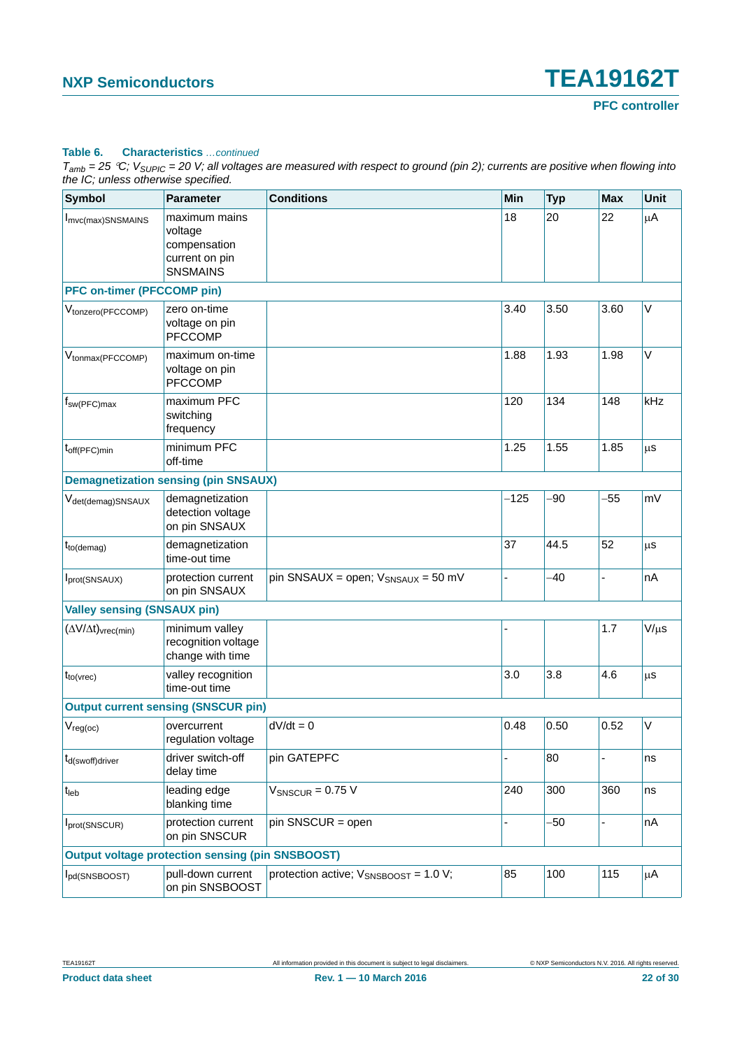**Table 6. Characteristics** *...continued*

*$T_{amb}$ = 25 °C; $V_{SUPIC}$ = 20 V; all voltages are measured with respect to ground (pin 2); currents are positive when flowing into the IC; unless otherwise specified.*

| Symbol | Parameter | Conditions | Min | Typ | Max | Unit |
|---|---|---|---|---|---|---|
| $I_{mvc(max)SNSMAINS}$ | maximum mains voltage compensation current on pin SNSMAINS | | 18 | 20 | 22 | μA |
| **PFC on-timer (PFCCOMP pin)** | | | | | | |
| $V_{tonzero(PFCCOMP)}$ | zero on-time voltage on pin PFCCOMP | | 3.40 | 3.50 | 3.60 | V |
| $V_{tonmax(PFCCOMP)}$ | maximum on-time voltage on pin PFCCOMP | | 1.88 | 1.93 | 1.98 | V |
| $f_{sw(PFC)max}$ | maximum PFC switching frequency | | 120 | 134 | 148 | kHz |
| $t_{off(PFC)min}$ | minimum PFC off-time | | 1.25 | 1.55 | 1.85 | μs |
| **Demagnetization sensing (pin SNSAUX)** | | | | | | |
| $V_{det(demag)SNSAUX}$ | demagnetization detection voltage on pin SNSAUX | | −125 | −90 | −55 | mV |
| $t_{to(demag)}$ | demagnetization time-out time | | 37 | 44.5 | 52 | μs |
| $I_{prot(SNSAUX)}$ | protection current on pin SNSAUX | pin SNSAUX = open; $V_{SNSAUX}$ = 50 mV | - | −40 | - | nA |
| **Valley sensing (SNSAUX pin)** | | | | | | |
| $(\Delta V/\Delta t)_{vrec(min)}$ | minimum valley recognition voltage change with time | | - | | 1.7 | V/μs |
| $t_{to(vrec)}$ | valley recognition time-out time | | 3.0 | 3.8 | 4.6 | μs |
| **Output current sensing (SNSCUR pin)** | | | | | | |
| $V_{reg(oc)}$ | overcurrent regulation voltage | dV/dt = 0 | 0.48 | 0.50 | 0.52 | V |
| $t_{d(swoff)driver}$ | driver switch-off delay time | pin GATEPFC | - | 80 | - | ns |
| $t_{leb}$ | leading edge blanking time | $V_{SNSCUR}$ = 0.75 V | 240 | 300 | 360 | ns |
| $I_{prot(SNSCUR)}$ | protection current on pin SNSCUR | pin SNSCUR = open | - | −50 | - | nA |
| **Output voltage protection sensing (pin SNSBOOST)** | | | | | | |
| $I_{pd(SNSBOOST)}$ | pull-down current on pin SNSBOOST | protection active; $V_{SNSBOOST}$ = 1.0 V; | 85 | 100 | 115 | μA |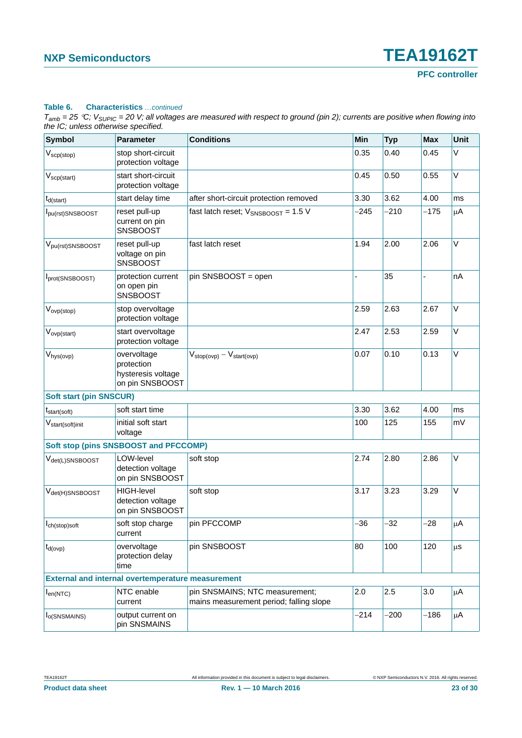**Table 6. Characteristics** *…continued*

*$T_{amb}$ = 25 °C; $V_{SUPIC}$ = 20 V; all voltages are measured with respect to ground (pin 2); currents are positive when flowing into the IC; unless otherwise specified.*

| Symbol | Parameter | Conditions | Min | Typ | Max | Unit |
|---|---|---|---|---|---|---|
| $V_{scp(stop)}$ | stop short-circuit protection voltage | | 0.35 | 0.40 | 0.45 | V |
| $V_{scp(start)}$ | start short-circuit protection voltage | | 0.45 | 0.50 | 0.55 | V |
| $t_{d(start)}$ | start delay time | after short-circuit protection removed | 3.30 | 3.62 | 4.00 | ms |
| $I_{pu(rst)SNSBOOST}$ | reset pull-up current on pin SNSBOOST | fast latch reset; $V_{SNSBOOST}$ = 1.5 V | −245 | −210 | −175 | μA |
| $V_{pu(rst)SNSBOOST}$ | reset pull-up voltage on pin SNSBOOST | fast latch reset | 1.94 | 2.00 | 2.06 | V |
| $I_{prot(SNSBOOST)}$ | protection current on open pin SNSBOOST | pin SNSBOOST = open | - | 35 | - | nA |
| $V_{ovp(stop)}$ | stop overvoltage protection voltage | | 2.59 | 2.63 | 2.67 | V |
| $V_{ovp(start)}$ | start overvoltage protection voltage | | 2.47 | 2.53 | 2.59 | V |
| $V_{hys(ovp)}$ | overvoltage protection hysteresis voltage on pin SNSBOOST | $V_{stop(ovp)} - V_{start(ovp)}$ | 0.07 | 0.10 | 0.13 | V |
| **Soft start (pin SNSCUR)** | | | | | | |
| $t_{start(soft)}$ | soft start time | | 3.30 | 3.62 | 4.00 | ms |
| $V_{start(soft)init}$ | initial soft start voltage | | 100 | 125 | 155 | mV |
| **Soft stop (pins SNSBOOST and PFCCOMP)** | | | | | | |
| $V_{det(L)SNSBOOST}$ | LOW-level detection voltage on pin SNSBOOST | soft stop | 2.74 | 2.80 | 2.86 | V |
| $V_{det(H)SNSBOOST}$ | HIGH-level detection voltage on pin SNSBOOST | soft stop | 3.17 | 3.23 | 3.29 | V |
| $I_{ch(stop)soft}$ | soft stop charge current | pin PFCCOMP | −36 | −32 | −28 | μA |
| $t_{d(ovp)}$ | overvoltage protection delay time | pin SNSBOOST | 80 | 100 | 120 | μs |
| **External and internal overtemperature measurement** | | | | | | |
| $I_{en(NTC)}$ | NTC enable current | pin SNSMAINS; NTC measurement; mains measurement period; falling slope | 2.0 | 2.5 | 3.0 | μA |
| $I_{o(SNSMAINS)}$ | output current on pin SNSMAINS | | −214 | −200 | −186 | μA |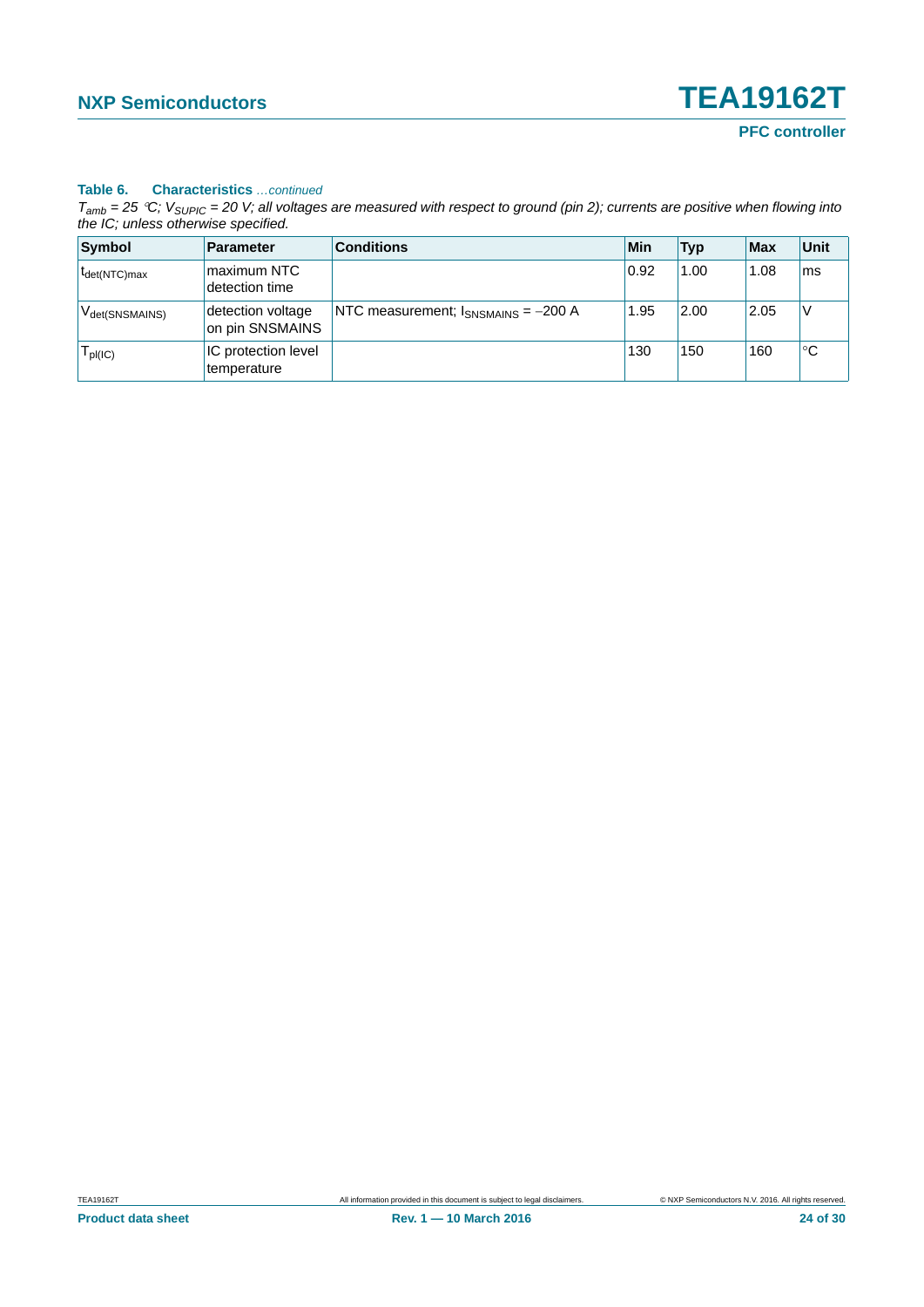**Table 6. Characteristics** *…continued*

*$T_{amb}$ = 25 °C; $V_{SUPIC}$ = 20 V; all voltages are measured with respect to ground (pin 2); currents are positive when flowing into the IC; unless otherwise specified.*

| Symbol | Parameter | Conditions | Min | Typ | Max | Unit |
|---|---|---|---|---|---|---|
| $t_{det(NTC)max}$ | maximum NTC detection time | | 0.92 | 1.00 | 1.08 | ms |
| $V_{det(SNSMAINS)}$ | detection voltage on pin SNSMAINS | NTC measurement; $I_{SNSMAINS}$ = −200 A | 1.95 | 2.00 | 2.05 | V |
| $T_{pl(IC)}$ | IC protection level temperature | | 130 | 150 | 160 | °C |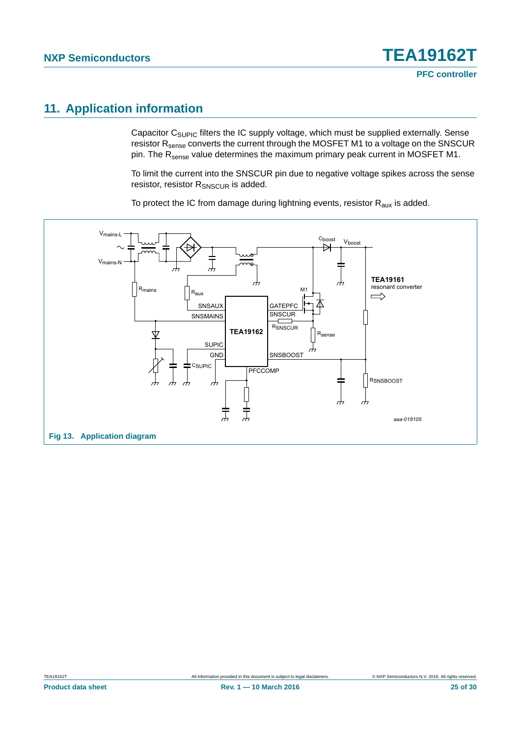# 11. Application information

Capacitor $C_{SUPIC}$ filters the IC supply voltage, which must be supplied externally. Sense resistor $R_{sense}$ converts the current through the MOSFET M1 to a voltage on the SNSCUR pin. The $R_{sense}$ value determines the maximum primary peak current in MOSFET M1.

To limit the current into the SNSCUR pin due to negative voltage spikes across the sense resistor, resistor $R_{SNSCUR}$ is added.

To protect the IC from damage during lightning events, resistor $R_{aux}$ is added.

**Fig 13. Application diagram**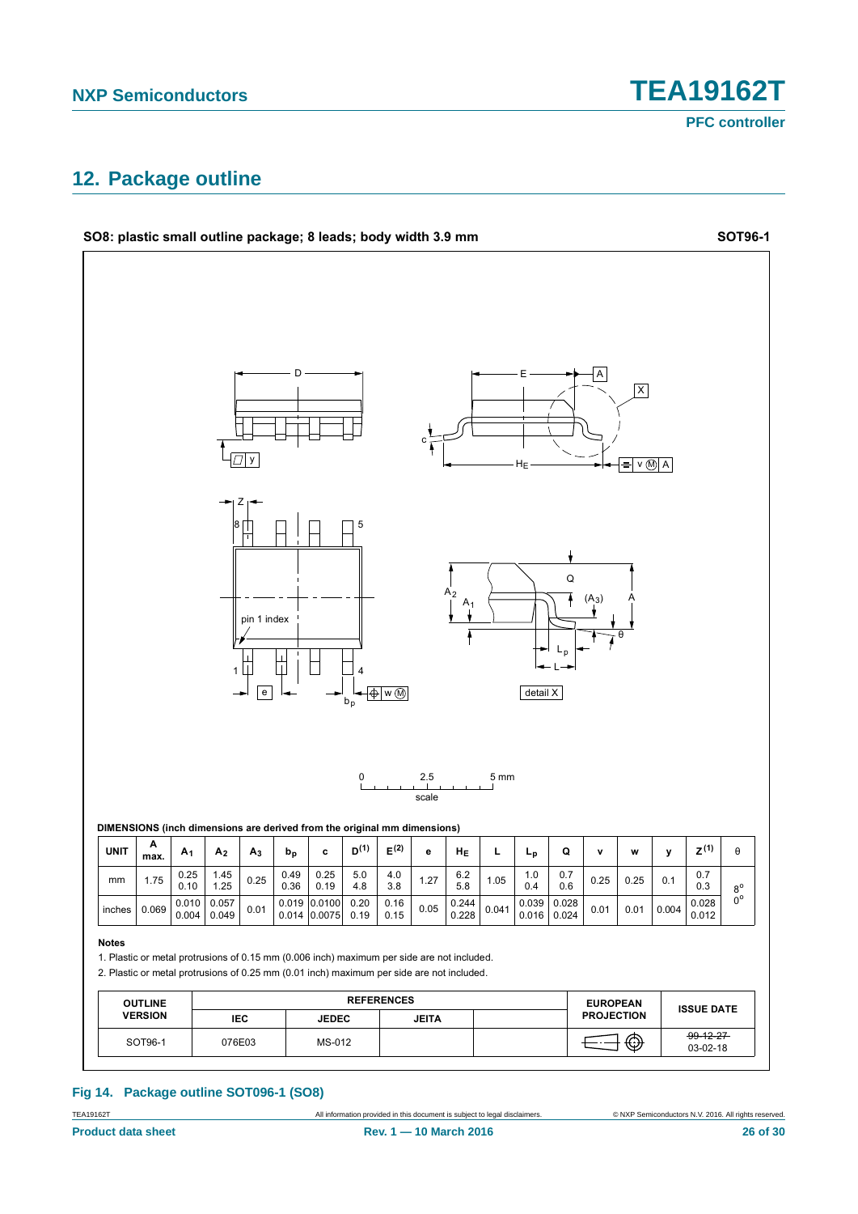## 12. Package outline

**SO8: plastic small outline package; 8 leads; body width 3.9 mm** **SOT96-1**

**DIMENSIONS (inch dimensions are derived from the original mm dimensions)**

| UNIT | A max. | $A_1$ | $A_2$ | $A_3$ | $b_p$ | c | $D^{(1)}$ | $E^{(2)}$ | e | $H_E$ | L | $L_p$ | Q | v | w | y | $Z^{(1)}$ | θ |
|---|---|---|---|---|---|---|---|---|---|---|---|---|---|---|---|---|---|---|
| mm | 1.75 | 0.25<br>0.10 | 1.45<br>1.25 | 0.25 | 0.49<br>0.36 | 0.25<br>0.19 | 5.0<br>4.8 | 4.0<br>3.8 | 1.27 | 6.2<br>5.8 | 1.05 | 1.0<br>0.4 | 0.7<br>0.6 | 0.25 | 0.25 | 0.1 | 0.7<br>0.3 | 8°<br>0° |
| inches | 0.069 | 0.010<br>0.004 | 0.057<br>0.049 | 0.01 | 0.019<br>0.014 | 0.0100<br>0.0075 | 0.20<br>0.19 | 0.16<br>0.15 | 0.05 | 0.244<br>0.228 | 0.041 | 0.039<br>0.016 | 0.028<br>0.024 | 0.01 | 0.01 | 0.004 | 0.028<br>0.012 | |

**Notes**

1. Plastic or metal protrusions of 0.15 mm (0.006 inch) maximum per side are not included.
2. Plastic or metal protrusions of 0.25 mm (0.01 inch) maximum per side are not included.

| OUTLINE VERSION | REFERENCES | | | | EUROPEAN PROJECTION | ISSUE DATE |
|---|---|---|---|---|---|---|
| | IEC | JEDEC | JEITA | | | |
| SOT96-1 | 076E03 | MS-012 | | | | ~~99-12-27~~<br>03-02-18 |

**Fig 14. Package outline SOT096-1 (SO8)**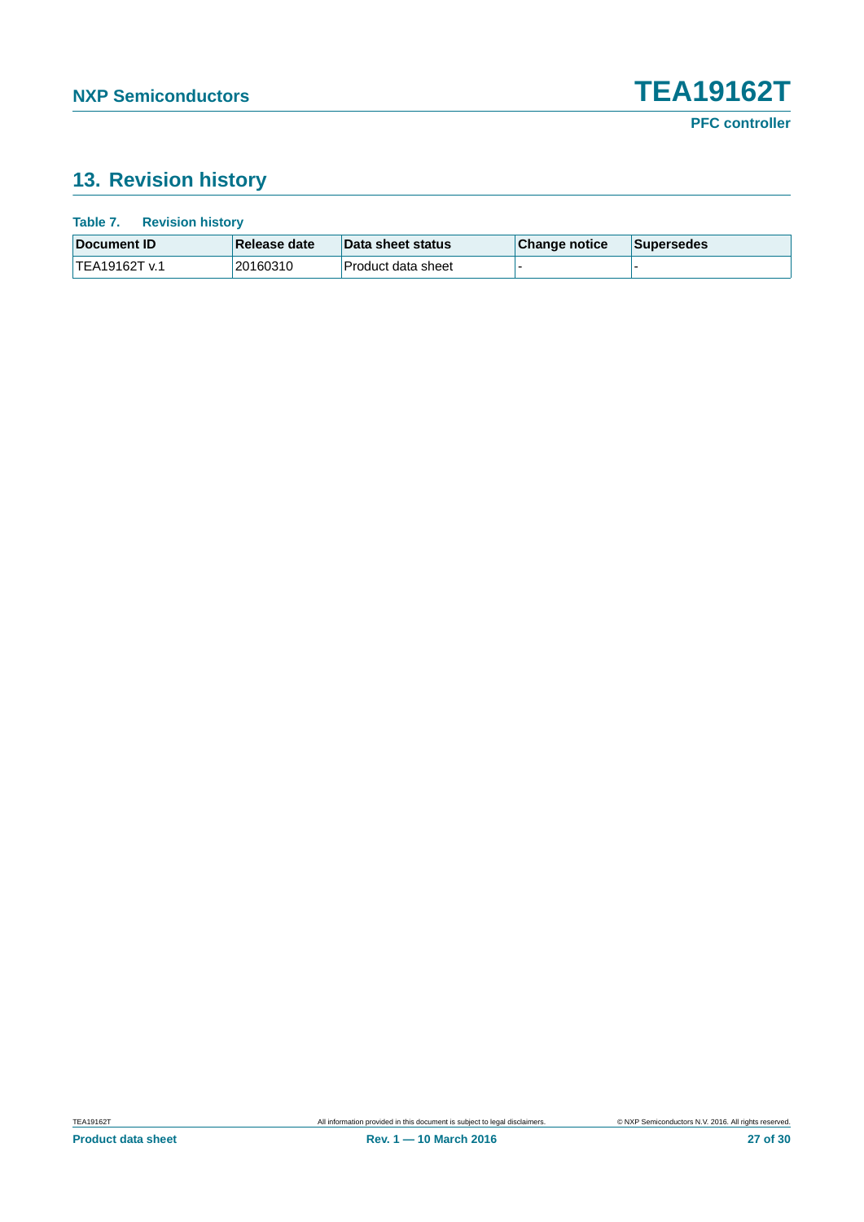## 13. Revision history

**Table 7. Revision history**

| Document ID | Release date | Data sheet status | Change notice | Supersedes |
|---|---|---|---|---|
| TEA19162T v.1 | 20160310 | Product data sheet | - | - |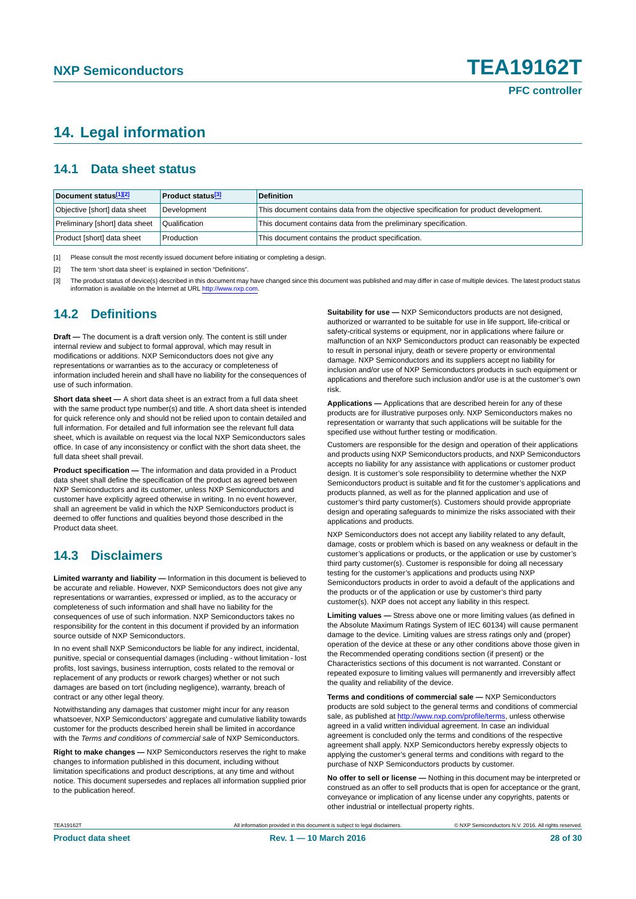# 14. Legal information

## 14.1 Data sheet status

| Document status[1][2] | Product status[3] | Definition |
|---|---|---|
| Objective [short] data sheet | Development | This document contains data from the objective specification for product development. |
| Preliminary [short] data sheet | Qualification | This document contains data from the preliminary specification. |
| Product [short] data sheet | Production | This document contains the product specification. |

[1] Please consult the most recently issued document before initiating or completing a design.

[2] The term 'short data sheet' is explained in section "Definitions".

[3] The product status of device(s) described in this document may have changed since this document was published and may differ in case of multiple devices. The latest product status information is available on the Internet at URL http://www.nxp.com.

## 14.2 Definitions

**Draft —** The document is a draft version only. The content is still under internal review and subject to formal approval, which may result in modifications or additions. NXP Semiconductors does not give any representations or warranties as to the accuracy or completeness of information included herein and shall have no liability for the consequences of use of such information.

**Short data sheet —** A short data sheet is an extract from a full data sheet with the same product type number(s) and title. A short data sheet is intended for quick reference only and should not be relied upon to contain detailed and full information. For detailed and full information see the relevant full data sheet, which is available on request via the local NXP Semiconductors sales office. In case of any inconsistency or conflict with the short data sheet, the full data sheet shall prevail.

**Product specification —** The information and data provided in a Product data sheet shall define the specification of the product as agreed between NXP Semiconductors and its customer, unless NXP Semiconductors and customer have explicitly agreed otherwise in writing. In no event however, shall an agreement be valid in which the NXP Semiconductors product is deemed to offer functions and qualities beyond those described in the Product data sheet.

## 14.3 Disclaimers

**Limited warranty and liability —** Information in this document is believed to be accurate and reliable. However, NXP Semiconductors does not give any representations or warranties, expressed or implied, as to the accuracy or completeness of such information and shall have no liability for the consequences of use of such information. NXP Semiconductors takes no responsibility for the content in this document if provided by an information source outside of NXP Semiconductors.

In no event shall NXP Semiconductors be liable for any indirect, incidental, punitive, special or consequential damages (including - without limitation - lost profits, lost savings, business interruption, costs related to the removal or replacement of any products or rework charges) whether or not such damages are based on tort (including negligence), warranty, breach of contract or any other legal theory.

Notwithstanding any damages that customer might incur for any reason whatsoever, NXP Semiconductors' aggregate and cumulative liability towards customer for the products described herein shall be limited in accordance with the *Terms and conditions of commercial sale* of NXP Semiconductors.

**Right to make changes —** NXP Semiconductors reserves the right to make changes to information published in this document, including without limitation specifications and product descriptions, at any time and without notice. This document supersedes and replaces all information supplied prior to the publication hereof.

**Suitability for use —** NXP Semiconductors products are not designed, authorized or warranted to be suitable for use in life support, life-critical or safety-critical systems or equipment, nor in applications where failure or malfunction of an NXP Semiconductors product can reasonably be expected to result in personal injury, death or severe property or environmental damage. NXP Semiconductors and its suppliers accept no liability for inclusion and/or use of NXP Semiconductors products in such equipment or applications and therefore such inclusion and/or use is at the customer's own risk.

**Applications —** Applications that are described herein for any of these products are for illustrative purposes only. NXP Semiconductors makes no representation or warranty that such applications will be suitable for the specified use without further testing or modification.

Customers are responsible for the design and operation of their applications and products using NXP Semiconductors products, and NXP Semiconductors accepts no liability for any assistance with applications or customer product design. It is customer's sole responsibility to determine whether the NXP Semiconductors product is suitable and fit for the customer's applications and products planned, as well as for the planned application and use of customer's third party customer(s). Customers should provide appropriate design and operating safeguards to minimize the risks associated with their applications and products.

NXP Semiconductors does not accept any liability related to any default, damage, costs or problem which is based on any weakness or default in the customer's applications or products, or the application or use by customer's third party customer(s). Customer is responsible for doing all necessary testing for the customer's applications and products using NXP Semiconductors products in order to avoid a default of the applications and the products or of the application or use by customer's third party customer(s). NXP does not accept any liability in this respect.

**Limiting values —** Stress above one or more limiting values (as defined in the Absolute Maximum Ratings System of IEC 60134) will cause permanent damage to the device. Limiting values are stress ratings only and (proper) operation of the device at these or any other conditions above those given in the Recommended operating conditions section (if present) or the Characteristics sections of this document is not warranted. Constant or repeated exposure to limiting values will permanently and irreversibly affect the quality and reliability of the device.

**Terms and conditions of commercial sale —** NXP Semiconductors products are sold subject to the general terms and conditions of commercial sale, as published at http://www.nxp.com/profile/terms, unless otherwise agreed in a valid written individual agreement. In case an individual agreement is concluded only the terms and conditions of the respective agreement shall apply. NXP Semiconductors hereby expressly objects to applying the customer's general terms and conditions with regard to the purchase of NXP Semiconductors products by customer.

**No offer to sell or license —** Nothing in this document may be interpreted or construed as an offer to sell products that is open for acceptance or the grant, conveyance or implication of any license under any copyrights, patents or other industrial or intellectual property rights.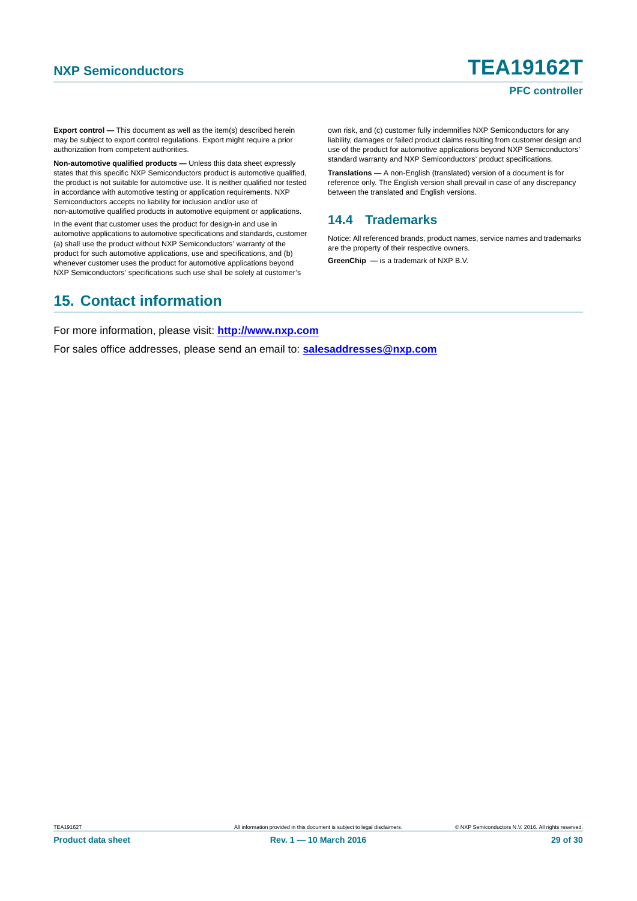**Export control —** This document as well as the item(s) described herein may be subject to export control regulations. Export might require a prior authorization from competent authorities.

**Non-automotive qualified products —** Unless this data sheet expressly states that this specific NXP Semiconductors product is automotive qualified, the product is not suitable for automotive use. It is neither qualified nor tested in accordance with automotive testing or application requirements. NXP Semiconductors accepts no liability for inclusion and/or use of non-automotive qualified products in automotive equipment or applications.

In the event that customer uses the product for design-in and use in automotive applications to automotive specifications and standards, customer (a) shall use the product without NXP Semiconductors' warranty of the product for such automotive applications, use and specifications, and (b) whenever customer uses the product for automotive applications beyond NXP Semiconductors' specifications such use shall be solely at customer's own risk, and (c) customer fully indemnifies NXP Semiconductors for any liability, damages or failed product claims resulting from customer design and use of the product for automotive applications beyond NXP Semiconductors' standard warranty and NXP Semiconductors' product specifications.

**Translations —** A non-English (translated) version of a document is for reference only. The English version shall prevail in case of any discrepancy between the translated and English versions.

### 14.4 Trademarks

Notice: All referenced brands, product names, service names and trademarks are the property of their respective owners.

**GreenChip —** is a trademark of NXP B.V.

## 15. Contact information

For more information, please visit: **http://www.nxp.com**

For sales office addresses, please send an email to: **salesaddresses@nxp.com**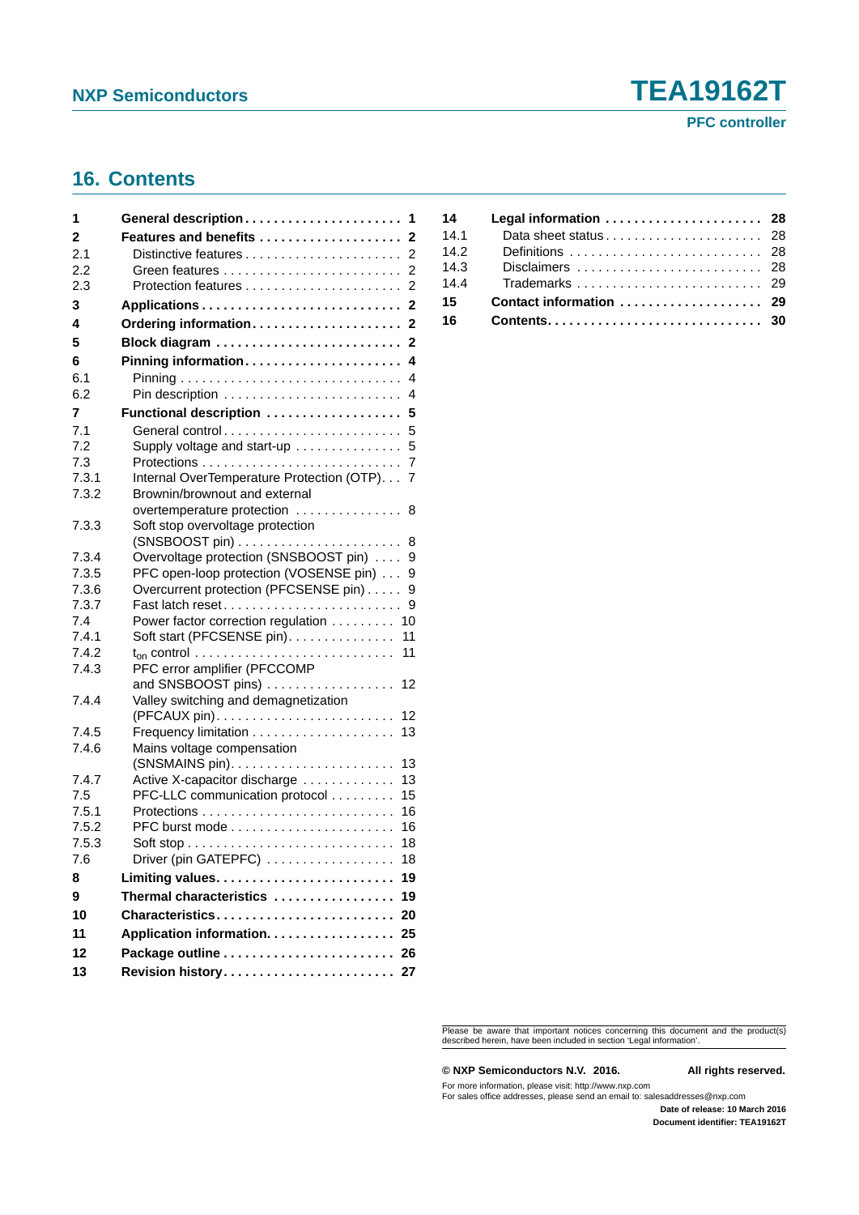## 16. Contents

- **1 General description** 1
- **2 Features and benefits** 2
  - 2.1 Distinctive features 2
  - 2.2 Green features 2
  - 2.3 Protection features 2
- **3 Applications** 2
- **4 Ordering information** 2
- **5 Block diagram** 2
- **6 Pinning information** 4
  - 6.1 Pinning 4
  - 6.2 Pin description 4
- **7 Functional description** 5
  - 7.1 General control 5
  - 7.2 Supply voltage and start-up 5
  - 7.3 Protections 7
  - 7.3.1 Internal OverTemperature Protection (OTP) 7
  - 7.3.2 Brownin/brownout and external overtemperature protection 8
  - 7.3.3 Soft stop overvoltage protection (SNSBOOST pin) 8
  - 7.3.4 Overvoltage protection (SNSBOOST pin) 9
  - 7.3.5 PFC open-loop protection (VOSENSE pin) 9
  - 7.3.6 Overcurrent protection (PFCSENSE pin) 9
  - 7.3.7 Fast latch reset 9
  - 7.4 Power factor correction regulation 10
  - 7.4.1 Soft start (PFCSENSE pin) 11
  - 7.4.2 $t_{on}$ control 11
  - 7.4.3 PFC error amplifier (PFCCOMP and SNSBOOST pins) 12
  - 7.4.4 Valley switching and demagnetization (PFCAUX pin) 12
  - 7.4.5 Frequency limitation 13
  - 7.4.6 Mains voltage compensation (SNSMAINS pin) 13
  - 7.4.7 Active X-capacitor discharge 13
  - 7.5 PFC-LLC communication protocol 15
  - 7.5.1 Protections 16
  - 7.5.2 PFC burst mode 16
  - 7.5.3 Soft stop 18
  - 7.6 Driver (pin GATEPFC) 18
- **8 Limiting values** 19
- **9 Thermal characteristics** 19
- **10 Characteristics** 20
- **11 Application information** 25
- **12 Package outline** 26
- **13 Revision history** 27
- **14 Legal information** 28
  - 14.1 Data sheet status 28
  - 14.2 Definitions 28
  - 14.3 Disclaimers 28
  - 14.4 Trademarks 29
- **15 Contact information** 29
- **16 Contents** 30

Please be aware that important notices concerning this document and the product(s) described herein, have been included in section 'Legal information'.

**© NXP Semiconductors N.V. 2016. All rights reserved.**

For more information, please visit: http://www.nxp.com
For sales office addresses, please send an email to: salesaddresses@nxp.com

**Date of release: 10 March 2016**
**Document identifier: TEA19162T**